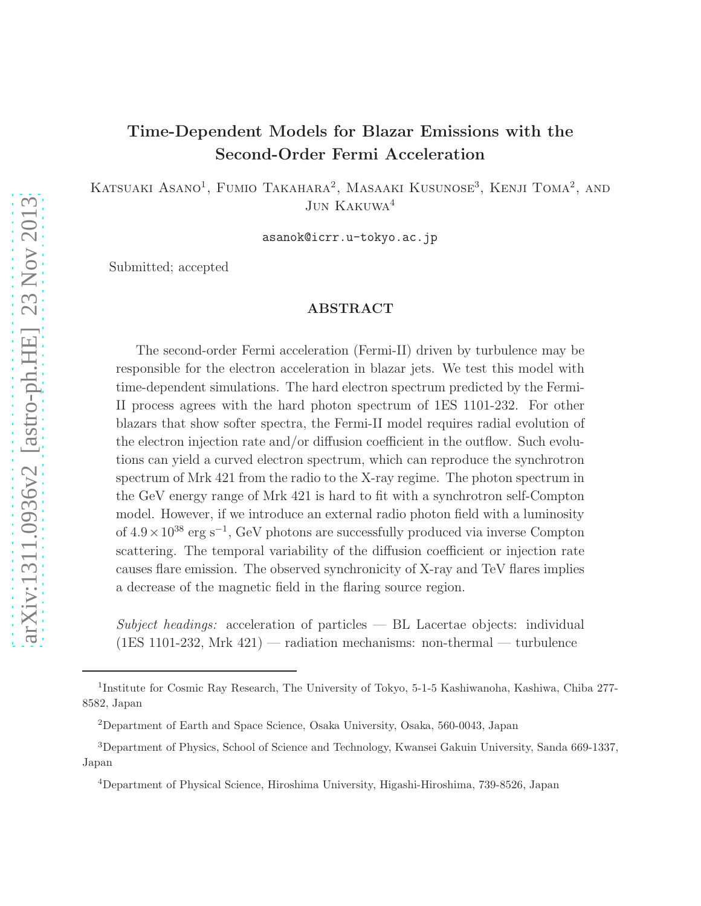# Time-Dependent Models for Blazar Emissions with the Second-Order Fermi Acceleration

Katsuaki Asano[1], Fumio Takahara[2], Masaaki Kusunose[3], Kenji Toma[2], and Jun Kakuwa[4]

asanok@icrr.u-tokyo.ac.jp

Submitted; accepted

## ABSTRACT

The second-order Fermi acceleration (Fermi-II) driven by turbulence may be responsible for the electron acceleration in blazar jets. We test this model with time-dependent simulations. The hard electron spectrum predicted by the Fermi-II process agrees with the hard photon spectrum of 1ES 1101-232. For other blazars that show softer spectra, the Fermi-II model requires radial evolution of the electron injection rate and/or diffusion coefficient in the outflow. Such evolutions can yield a curved electron spectrum, which can reproduce the synchrotron spectrum of Mrk 421 from the radio to the X-ray regime. The photon spectrum in the GeV energy range of Mrk 421 is hard to fit with a synchrotron self-Compton model. However, if we introduce an external radio photon field with a luminosity of $4.9 \times 10^{38}$ erg s$^{-1}$, GeV photons are successfully produced via inverse Compton scattering. The temporal variability of the diffusion coefficient or injection rate causes flare emission. The observed synchronicity of X-ray and TeV flares implies a decrease of the magnetic field in the flaring source region.

*Subject headings:* acceleration of particles — BL Lacertae objects: individual (1ES 1101-232, Mrk 421) — radiation mechanisms: non-thermal — turbulence

---

[1]Institute for Cosmic Ray Research, The University of Tokyo, 5-1-5 Kashiwanoha, Kashiwa, Chiba 277-8582, Japan

[2]Department of Earth and Space Science, Osaka University, Osaka, 560-0043, Japan

[3]Department of Physics, School of Science and Technology, Kwansei Gakuin University, Sanda 669-1337, Japan

[4]Department of Physical Science, Hiroshima University, Higashi-Hiroshima, 739-8526, Japan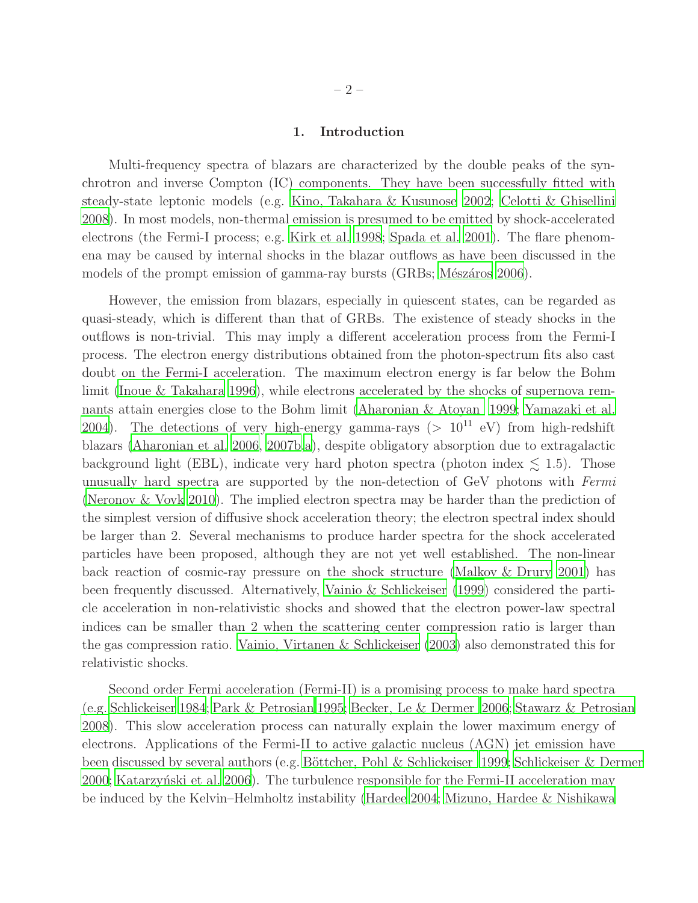## 1. Introduction

Multi-frequency spectra of blazars are characterized by the double peaks of the synchrotron and inverse Compton (IC) components. They have been successfully fitted with steady-state leptonic models (e.g. Kino, Takahara & Kusunose 2002; Celotti & Ghisellini 2008). In most models, non-thermal emission is presumed to be emitted by shock-accelerated electrons (the Fermi-I process; e.g. Kirk et al. 1998; Spada et al. 2001). The flare phenomena may be caused by internal shocks in the blazar outflows as have been discussed in the models of the prompt emission of gamma-ray bursts (GRBs; Mészáros 2006).

However, the emission from blazars, especially in quiescent states, can be regarded as quasi-steady, which is different than that of GRBs. The existence of steady shocks in the outflows is non-trivial. This may imply a different acceleration process from the Fermi-I process. The electron energy distributions obtained from the photon-spectrum fits also cast doubt on the Fermi-I acceleration. The maximum electron energy is far below the Bohm limit (Inoue & Takahara 1996), while electrons accelerated by the shocks of supernova remnants attain energies close to the Bohm limit (Aharonian & Atoyan 1999; Yamazaki et al. 2004). The detections of very high-energy gamma-rays ($> 10^{11}$ eV) from high-redshift blazars (Aharonian et al. 2006, 2007b,a), despite obligatory absorption due to extragalactic background light (EBL), indicate very hard photon spectra (photon index $\lesssim 1.5$). Those unusually hard spectra are supported by the non-detection of GeV photons with *Fermi* (Neronov & Vovk 2010). The implied electron spectra may be harder than the prediction of the simplest version of diffusive shock acceleration theory; the electron spectral index should be larger than 2. Several mechanisms to produce harder spectra for the shock accelerated particles have been proposed, although they are not yet well established. The non-linear back reaction of cosmic-ray pressure on the shock structure (Malkov & Drury 2001) has been frequently discussed. Alternatively, Vainio & Schlickeiser (1999) considered the particle acceleration in non-relativistic shocks and showed that the electron power-law spectral indices can be smaller than 2 when the scattering center compression ratio is larger than the gas compression ratio. Vainio, Virtanen & Schlickeiser (2003) also demonstrated this for relativistic shocks.

Second order Fermi acceleration (Fermi-II) is a promising process to make hard spectra (e.g. Schlickeiser 1984; Park & Petrosian 1995; Becker, Le & Dermer 2006; Stawarz & Petrosian 2008). This slow acceleration process can naturally explain the lower maximum energy of electrons. Applications of the Fermi-II to active galactic nucleus (AGN) jet emission have been discussed by several authors (e.g. Böttcher, Pohl & Schlickeiser 1999; Schlickeiser & Dermer 2000; Katarzyński et al. 2006). The turbulence responsible for the Fermi-II acceleration may be induced by the Kelvin–Helmholtz instability (Hardee 2004; Mizuno, Hardee & Nishikawa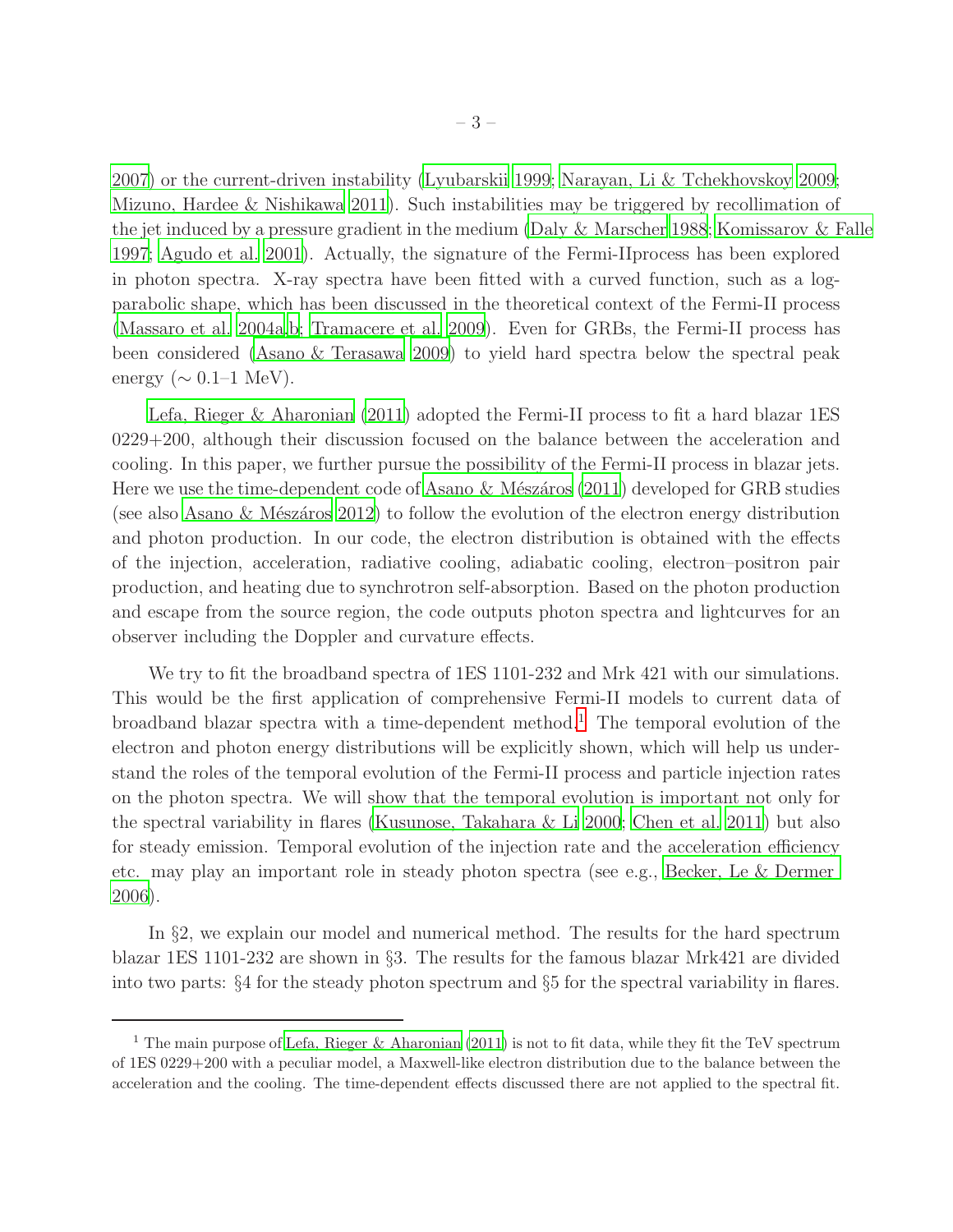2007) or the current-driven instability (Lyubarskii 1999; Narayan, Li & Tchekhovskoy 2009; Mizuno, Hardee & Nishikawa 2011). Such instabilities may be triggered by recollimation of the jet induced by a pressure gradient in the medium (Daly & Marscher 1988; Komissarov & Falle 1997; Agudo et al. 2001). Actually, the signature of the Fermi-IIprocess has been explored in photon spectra. X-ray spectra have been fitted with a curved function, such as a log-parabolic shape, which has been discussed in the theoretical context of the Fermi-II process (Massaro et al. 2004a,b; Tramacere et al. 2009). Even for GRBs, the Fermi-II process has been considered (Asano & Terasawa 2009) to yield hard spectra below the spectral peak energy ($\sim 0.1$–1 MeV).

Lefa, Rieger & Aharonian (2011) adopted the Fermi-II process to fit a hard blazar 1ES 0229+200, although their discussion focused on the balance between the acceleration and cooling. In this paper, we further pursue the possibility of the Fermi-II process in blazar jets. Here we use the time-dependent code of Asano & Mészáros (2011) developed for GRB studies (see also Asano & Mészáros 2012) to follow the evolution of the electron energy distribution and photon production. In our code, the electron distribution is obtained with the effects of the injection, acceleration, radiative cooling, adiabatic cooling, electron–positron pair production, and heating due to synchrotron self-absorption. Based on the photon production and escape from the source region, the code outputs photon spectra and lightcurves for an observer including the Doppler and curvature effects.

We try to fit the broadband spectra of 1ES 1101-232 and Mrk 421 with our simulations. This would be the first application of comprehensive Fermi-II models to current data of broadband blazar spectra with a time-dependent method.[1] The temporal evolution of the electron and photon energy distributions will be explicitly shown, which will help us understand the roles of the temporal evolution of the Fermi-II process and particle injection rates on the photon spectra. We will show that the temporal evolution is important not only for the spectral variability in flares (Kusunose, Takahara & Li 2000; Chen et al. 2011) but also for steady emission. Temporal evolution of the injection rate and the acceleration efficiency etc. may play an important role in steady photon spectra (see e.g., Becker, Le & Dermer 2006).

In §2, we explain our model and numerical method. The results for the hard spectrum blazar 1ES 1101-232 are shown in §3. The results for the famous blazar Mrk421 are divided into two parts: §4 for the steady photon spectrum and §5 for the spectral variability in flares.

---

[1] The main purpose of Lefa, Rieger & Aharonian (2011) is not to fit data, while they fit the TeV spectrum of 1ES 0229+200 with a peculiar model, a Maxwell-like electron distribution due to the balance between the acceleration and the cooling. The time-dependent effects discussed there are not applied to the spectral fit.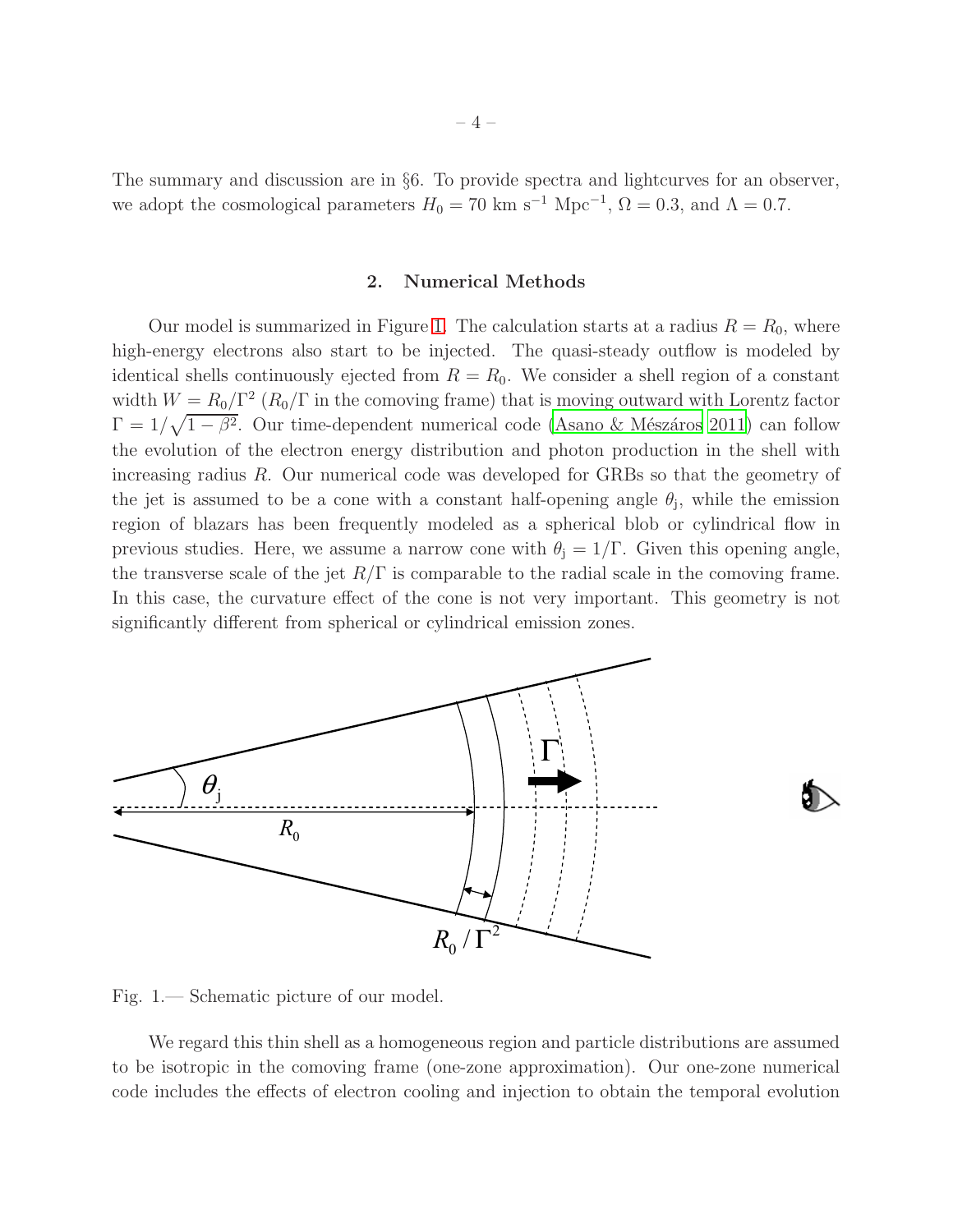The summary and discussion are in §6. To provide spectra and lightcurves for an observer, we adopt the cosmological parameters $H_0 = 70$ km s$^{-1}$ Mpc$^{-1}$, $\Omega = 0.3$, and $\Lambda = 0.7$.

## 2. Numerical Methods

Our model is summarized in Figure 1. The calculation starts at a radius $R = R_0$, where high-energy electrons also start to be injected. The quasi-steady outflow is modeled by identical shells continuously ejected from $R = R_0$. We consider a shell region of a constant width $W = R_0/\Gamma^2$ ($R_0/\Gamma$ in the comoving frame) that is moving outward with Lorentz factor $\Gamma = 1/\sqrt{1-\beta^2}$. Our time-dependent numerical code (Asano & Mészáros 2011) can follow the evolution of the electron energy distribution and photon production in the shell with increasing radius $R$. Our numerical code was developed for GRBs so that the geometry of the jet is assumed to be a cone with a constant half-opening angle $\theta_{\rm j}$, while the emission region of blazars has been frequently modeled as a spherical blob or cylindrical flow in previous studies. Here, we assume a narrow cone with $\theta_{\rm j} = 1/\Gamma$. Given this opening angle, the transverse scale of the jet $R/\Gamma$ is comparable to the radial scale in the comoving frame. In this case, the curvature effect of the cone is not very important. This geometry is not significantly different from spherical or cylindrical emission zones.

Fig. 1.— Schematic picture of our model.

We regard this thin shell as a homogeneous region and particle distributions are assumed to be isotropic in the comoving frame (one-zone approximation). Our one-zone numerical code includes the effects of electron cooling and injection to obtain the temporal evolution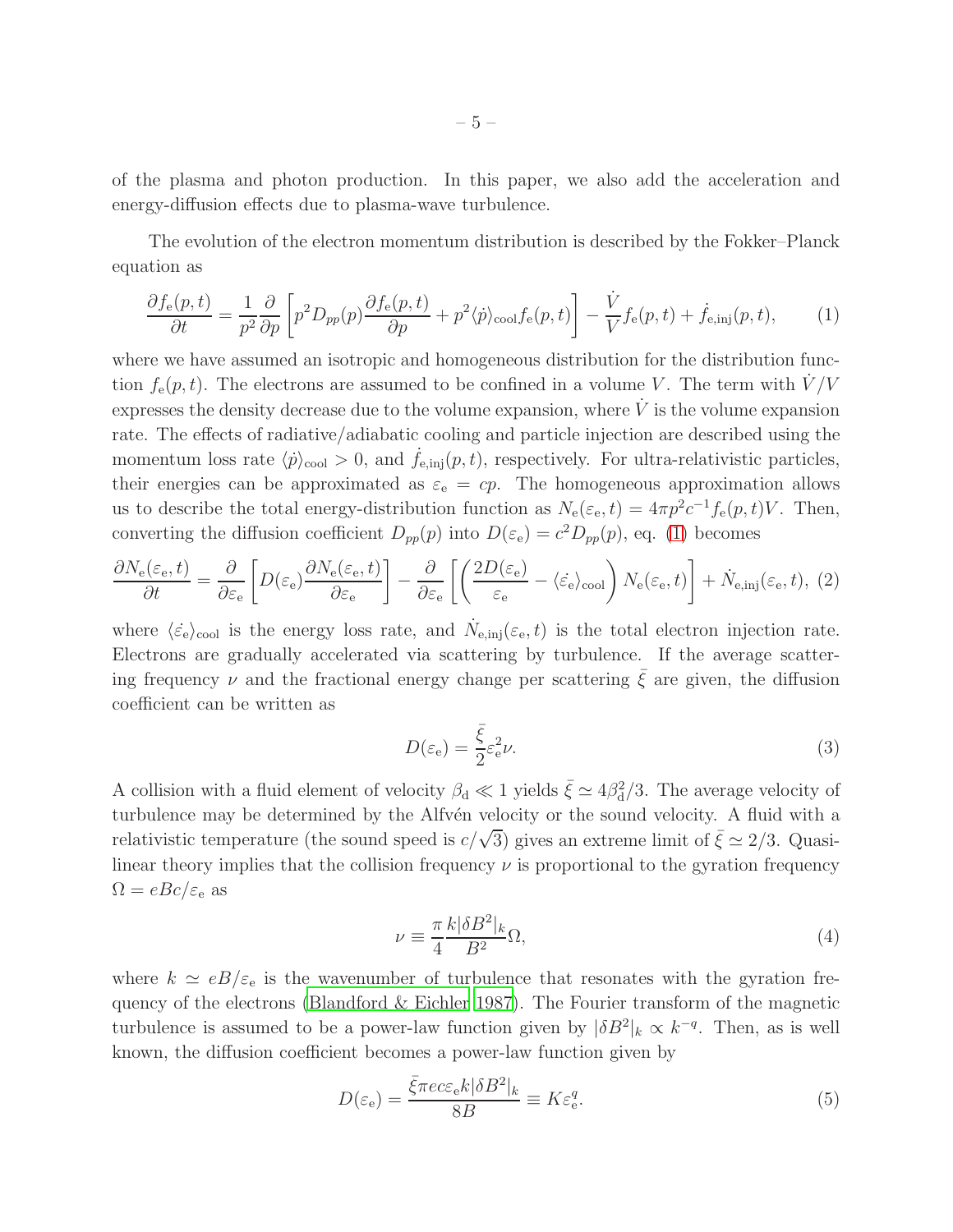of the plasma and photon production. In this paper, we also add the acceleration and energy-diffusion effects due to plasma-wave turbulence.

The evolution of the electron momentum distribution is described by the Fokker–Planck equation as

$$
\frac{\partial f_{\rm e}(p,t)}{\partial t} = \frac{1}{p^2}\frac{\partial}{\partial p}\left[p^2 D_{pp}(p)\frac{\partial f_{\rm e}(p,t)}{\partial p} + p^2 \langle \dot{p} \rangle_{\rm cool} f_{\rm e}(p,t)\right] - \frac{\dot{V}}{V} f_{\rm e}(p,t) + \dot{f}_{\rm e,inj}(p,t), \qquad (1)
$$

where we have assumed an isotropic and homogeneous distribution for the distribution function $f_{\rm e}(p,t)$. The electrons are assumed to be confined in a volume $V$. The term with $\dot{V}/V$ expresses the density decrease due to the volume expansion, where $\dot{V}$ is the volume expansion rate. The effects of radiative/adiabatic cooling and particle injection are described using the momentum loss rate $\langle \dot{p} \rangle_{\rm cool} > 0$, and $\dot{f}_{\rm e,inj}(p,t)$, respectively. For ultra-relativistic particles, their energies can be approximated as $\varepsilon_{\rm e} = cp$. The homogeneous approximation allows us to describe the total energy-distribution function as $N_{\rm e}(\varepsilon_{\rm e},t) = 4\pi p^2 c^{-1} f_{\rm e}(p,t) V$. Then, converting the diffusion coefficient $D_{pp}(p)$ into $D(\varepsilon_{\rm e}) = c^2 D_{pp}(p)$, eq. (1) becomes

$$
\frac{\partial N_{\rm e}(\varepsilon_{\rm e},t)}{\partial t} = \frac{\partial}{\partial \varepsilon_{\rm e}}\left[D(\varepsilon_{\rm e})\frac{\partial N_{\rm e}(\varepsilon_{\rm e},t)}{\partial \varepsilon_{\rm e}}\right] - \frac{\partial}{\partial \varepsilon_{\rm e}}\left[\left(\frac{2D(\varepsilon_{\rm e})}{\varepsilon_{\rm e}} - \langle \dot{\varepsilon_{\rm e}} \rangle_{\rm cool}\right) N_{\rm e}(\varepsilon_{\rm e},t)\right] + \dot{N}_{\rm e,inj}(\varepsilon_{\rm e},t), \quad (2)
$$

where $\langle \dot{\varepsilon_{\rm e}} \rangle_{\rm cool}$ is the energy loss rate, and $\dot{N}_{\rm e,inj}(\varepsilon_{\rm e},t)$ is the total electron injection rate. Electrons are gradually accelerated via scattering by turbulence. If the average scattering frequency $\nu$ and the fractional energy change per scattering $\bar{\xi}$ are given, the diffusion coefficient can be written as

$$
D(\varepsilon_{\rm e}) = \frac{\bar{\xi}}{2}\varepsilon_{\rm e}^2 \nu. \qquad (3)
$$

A collision with a fluid element of velocity $\beta_{\rm d} \ll 1$ yields $\bar{\xi} \simeq 4\beta_{\rm d}^2/3$. The average velocity of turbulence may be determined by the Alfvén velocity or the sound velocity. A fluid with a relativistic temperature (the sound speed is $c/\sqrt{3}$) gives an extreme limit of $\bar{\xi} \simeq 2/3$. Quasi-linear theory implies that the collision frequency $\nu$ is proportional to the gyration frequency $\Omega = eBc/\varepsilon_{\rm e}$ as

$$
\nu \equiv \frac{\pi}{4}\frac{k|\delta B^2|_k}{B^2}\Omega, \qquad (4)
$$

where $k \simeq eB/\varepsilon_{\rm e}$ is the wavenumber of turbulence that resonates with the gyration frequency of the electrons (Blandford & Eichler 1987). The Fourier transform of the magnetic turbulence is assumed to be a power-law function given by $|\delta B^2|_k \propto k^{-q}$. Then, as is well known, the diffusion coefficient becomes a power-law function given by

$$
D(\varepsilon_{\rm e}) = \frac{\bar{\xi}\pi e c \varepsilon_{\rm e} k |\delta B^2|_k}{8B} \equiv K \varepsilon_{\rm e}^q. \qquad (5)
$$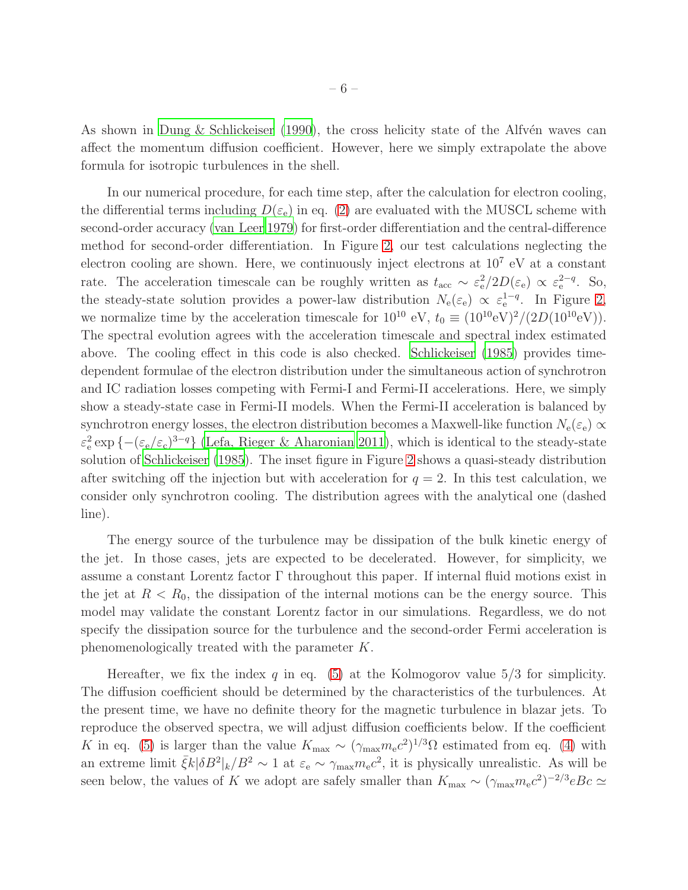As shown in Dung & Schlickeiser (1990), the cross helicity state of the Alfvén waves can affect the momentum diffusion coefficient. However, here we simply extrapolate the above formula for isotropic turbulences in the shell.

In our numerical procedure, for each time step, after the calculation for electron cooling, the differential terms including $D(\varepsilon_{\rm e})$ in eq. (2) are evaluated with the MUSCL scheme with second-order accuracy (van Leer 1979) for first-order differentiation and the central-difference method for second-order differentiation. In Figure 2, our test calculations neglecting the electron cooling are shown. Here, we continuously inject electrons at $10^7$ eV at a constant rate. The acceleration timescale can be roughly written as $t_{\rm acc} \sim \varepsilon_{\rm e}^2/2D(\varepsilon_{\rm e}) \propto \varepsilon_{\rm e}^{2-q}$. So, the steady-state solution provides a power-law distribution $N_{\rm e}(\varepsilon_{\rm e}) \propto \varepsilon_{\rm e}^{1-q}$. In Figure 2, we normalize time by the acceleration timescale for $10^{10}$ eV, $t_0 \equiv (10^{10}{\rm eV})^2/(2D(10^{10}{\rm eV}))$. The spectral evolution agrees with the acceleration timescale and spectral index estimated above. The cooling effect in this code is also checked. Schlickeiser (1985) provides time-dependent formulae of the electron distribution under the simultaneous action of synchrotron and IC radiation losses competing with Fermi-I and Fermi-II accelerations. Here, we simply show a steady-state case in Fermi-II models. When the Fermi-II acceleration is balanced by synchrotron energy losses, the electron distribution becomes a Maxwell-like function $N_{\rm e}(\varepsilon_{\rm e}) \propto \varepsilon_{\rm e}^2 \exp\left\{-(\varepsilon_{\rm e}/\varepsilon_{\rm c})^{3-q}\right\}$ (Lefa, Rieger & Aharonian 2011), which is identical to the steady-state solution of Schlickeiser (1985). The inset figure in Figure 2 shows a quasi-steady distribution after switching off the injection but with acceleration for $q=2$. In this test calculation, we consider only synchrotron cooling. The distribution agrees with the analytical one (dashed line).

The energy source of the turbulence may be dissipation of the bulk kinetic energy of the jet. In those cases, jets are expected to be decelerated. However, for simplicity, we assume a constant Lorentz factor $\Gamma$ throughout this paper. If internal fluid motions exist in the jet at $R < R_0$, the dissipation of the internal motions can be the energy source. This model may validate the constant Lorentz factor in our simulations. Regardless, we do not specify the dissipation source for the turbulence and the second-order Fermi acceleration is phenomenologically treated with the parameter $K$.

Hereafter, we fix the index $q$ in eq. (5) at the Kolmogorov value 5/3 for simplicity. The diffusion coefficient should be determined by the characteristics of the turbulences. At the present time, we have no definite theory for the magnetic turbulence in blazar jets. To reproduce the observed spectra, we will adjust diffusion coefficients below. If the coefficient $K$ in eq. (5) is larger than the value $K_{\rm max} \sim (\gamma_{\rm max} m_{\rm e} c^2)^{1/3}\Omega$ estimated from eq. (4) with an extreme limit $\bar{\xi} k |\delta B^2|_k / B^2 \sim 1$ at $\varepsilon_{\rm e} \sim \gamma_{\rm max} m_{\rm e} c^2$, it is physically unrealistic. As will be seen below, the values of $K$ we adopt are safely smaller than $K_{\rm max} \sim (\gamma_{\rm max} m_{\rm e} c^2)^{-2/3} eBc \simeq$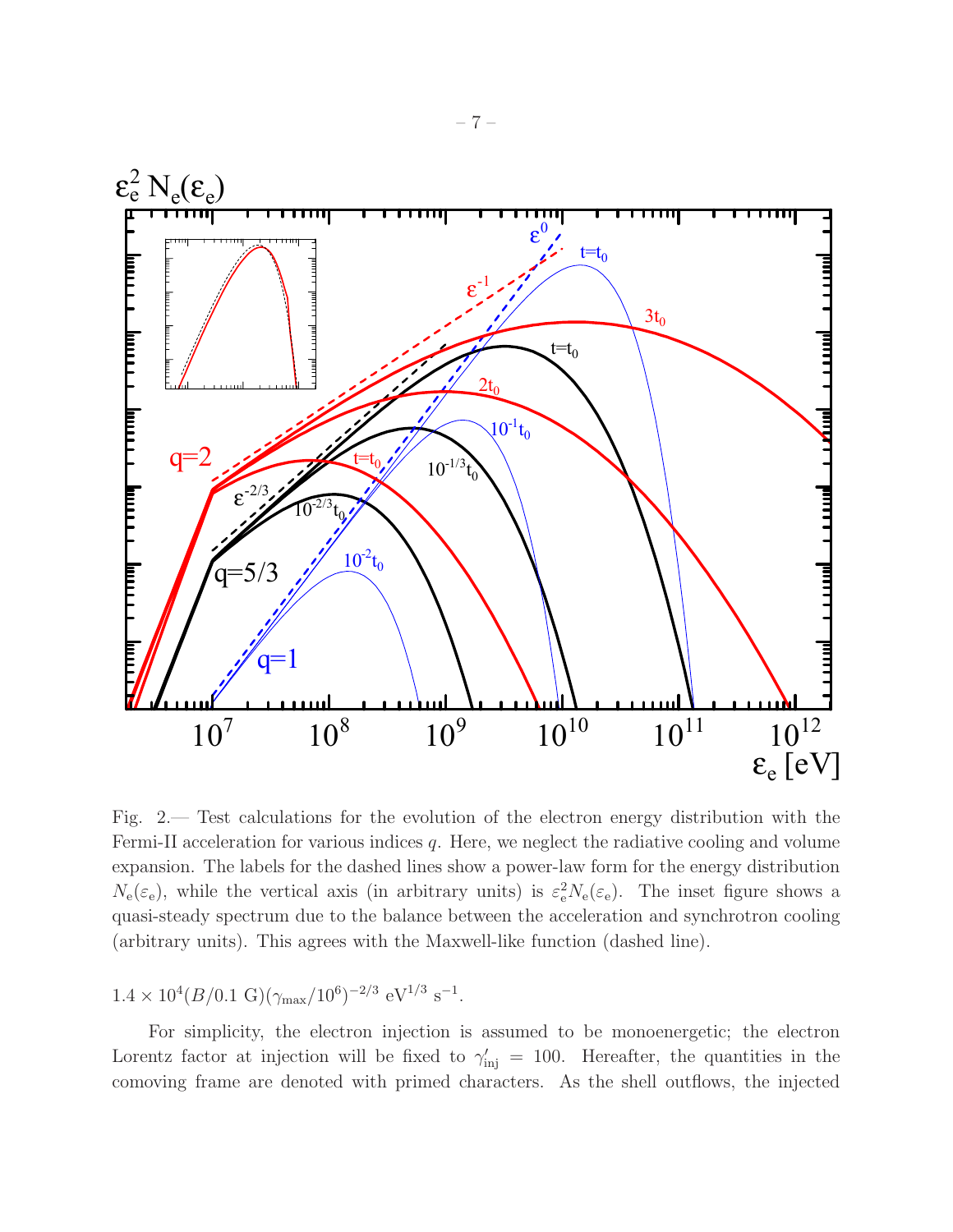Fig. 2.— Test calculations for the evolution of the electron energy distribution with the Fermi-II acceleration for various indices $q$. Here, we neglect the radiative cooling and volume expansion. The labels for the dashed lines show a power-law form for the energy distribution $N_{\rm e}(\varepsilon_{\rm e})$, while the vertical axis (in arbitrary units) is $\varepsilon_{\rm e}^2 N_{\rm e}(\varepsilon_{\rm e})$. The inset figure shows a quasi-steady spectrum due to the balance between the acceleration and synchrotron cooling (arbitrary units). This agrees with the Maxwell-like function (dashed line).

$1.4 \times 10^4 (B/0.1~{\rm G})(\gamma_{\rm max}/10^6)^{-2/3}~{\rm eV}^{1/3}~{\rm s}^{-1}$.

For simplicity, the electron injection is assumed to be monoenergetic; the electron Lorentz factor at injection will be fixed to $\gamma'_{\rm inj} = 100$. Hereafter, the quantities in the comoving frame are denoted with primed characters. As the shell outflows, the injected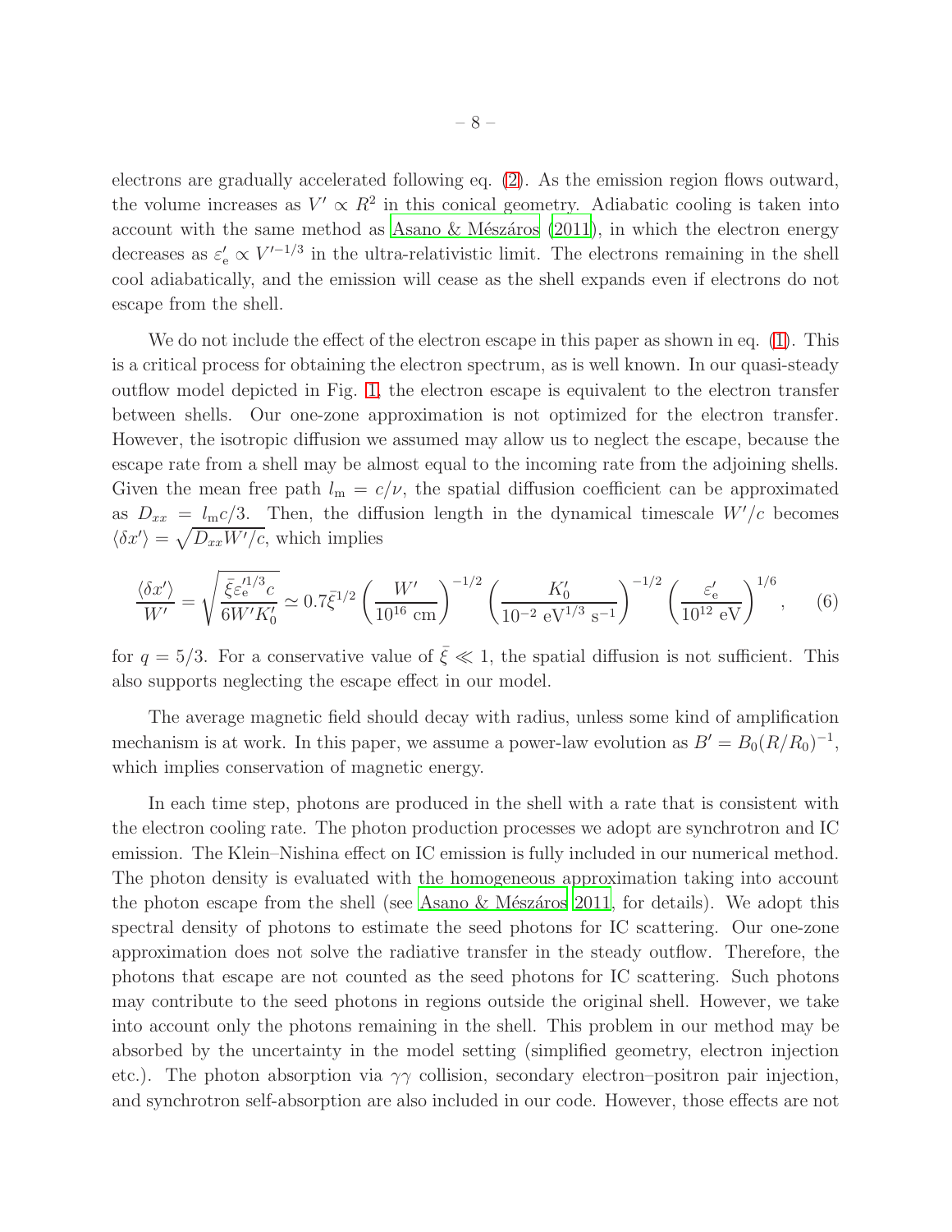electrons are gradually accelerated following eq. (2). As the emission region flows outward, the volume increases as $V' \propto R^2$ in this conical geometry. Adiabatic cooling is taken into account with the same method as Asano & Mészáros (2011), in which the electron energy decreases as $\varepsilon'_{\rm e} \propto V'^{-1/3}$ in the ultra-relativistic limit. The electrons remaining in the shell cool adiabatically, and the emission will cease as the shell expands even if electrons do not escape from the shell.

We do not include the effect of the electron escape in this paper as shown in eq. (1). This is a critical process for obtaining the electron spectrum, as is well known. In our quasi-steady outflow model depicted in Fig. 1, the electron escape is equivalent to the electron transfer between shells. Our one-zone approximation is not optimized for the electron transfer. However, the isotropic diffusion we assumed may allow us to neglect the escape, because the escape rate from a shell may be almost equal to the incoming rate from the adjoining shells. Given the mean free path $l_{\rm m} = c/\nu$, the spatial diffusion coefficient can be approximated as $D_{xx} = l_{\rm m}c/3$. Then, the diffusion length in the dynamical timescale $W'/c$ becomes $\langle \delta x' \rangle = \sqrt{D_{xx} W'/c}$, which implies

$$\frac{\langle \delta x' \rangle}{W'} = \sqrt{\frac{\bar{\xi} \varepsilon_{\rm e}'^{1/3} c}{6 W' K_0'}} \simeq 0.7 \bar{\xi}^{1/2} \left( \frac{W'}{10^{16}~{\rm cm}} \right)^{-1/2} \left( \frac{K_0'}{10^{-2}~{\rm eV}^{1/3}~{\rm s}^{-1}} \right)^{-1/2} \left( \frac{\varepsilon_{\rm e}'}{10^{12}~{\rm eV}} \right)^{1/6}, \qquad (6)$$

for $q = 5/3$. For a conservative value of $\bar{\xi} \ll 1$, the spatial diffusion is not sufficient. This also supports neglecting the escape effect in our model.

The average magnetic field should decay with radius, unless some kind of amplification mechanism is at work. In this paper, we assume a power-law evolution as $B' = B_0 (R/R_0)^{-1}$, which implies conservation of magnetic energy.

In each time step, photons are produced in the shell with a rate that is consistent with the electron cooling rate. The photon production processes we adopt are synchrotron and IC emission. The Klein–Nishina effect on IC emission is fully included in our numerical method. The photon density is evaluated with the homogeneous approximation taking into account the photon escape from the shell (see Asano & Mészáros 2011, for details). We adopt this spectral density of photons to estimate the seed photons for IC scattering. Our one-zone approximation does not solve the radiative transfer in the steady outflow. Therefore, the photons that escape are not counted as the seed photons for IC scattering. Such photons may contribute to the seed photons in regions outside the original shell. However, we take into account only the photons remaining in the shell. This problem in our method may be absorbed by the uncertainty in the model setting (simplified geometry, electron injection etc.). The photon absorption via $\gamma\gamma$ collision, secondary electron–positron pair injection, and synchrotron self-absorption are also included in our code. However, those effects are not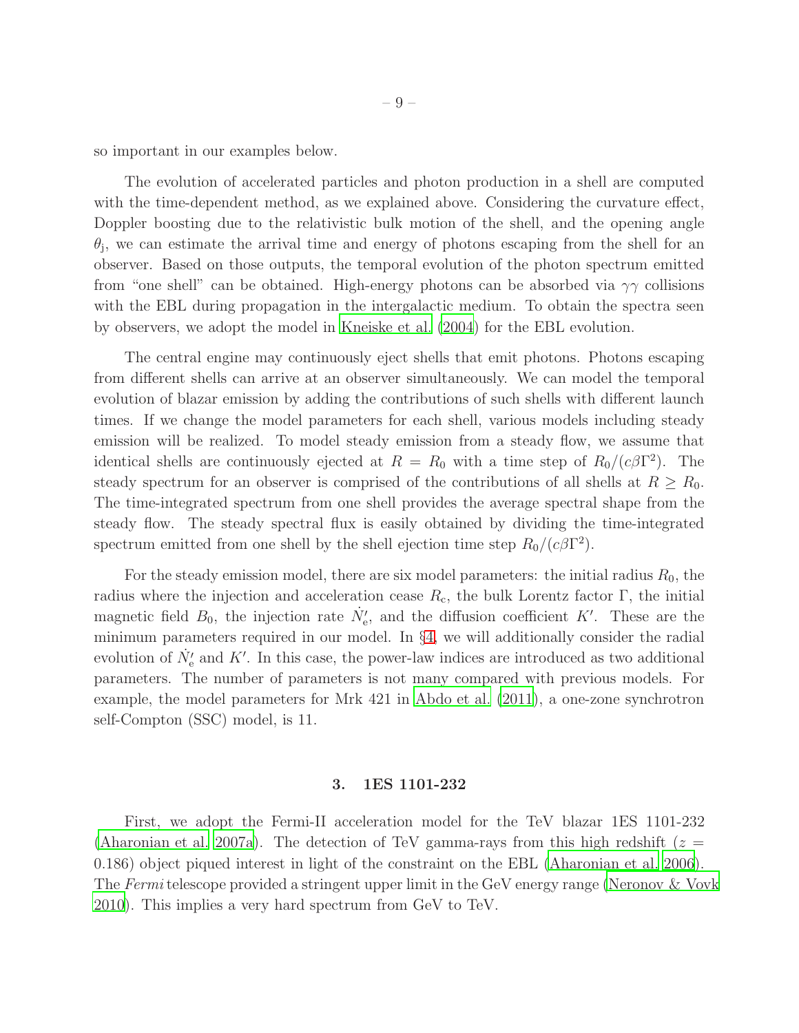so important in our examples below.

The evolution of accelerated particles and photon production in a shell are computed with the time-dependent method, as we explained above. Considering the curvature effect, Doppler boosting due to the relativistic bulk motion of the shell, and the opening angle $\theta_{\rm j}$, we can estimate the arrival time and energy of photons escaping from the shell for an observer. Based on those outputs, the temporal evolution of the photon spectrum emitted from "one shell" can be obtained. High-energy photons can be absorbed via $\gamma\gamma$ collisions with the EBL during propagation in the intergalactic medium. To obtain the spectra seen by observers, we adopt the model in Kneiske et al. (2004) for the EBL evolution.

The central engine may continuously eject shells that emit photons. Photons escaping from different shells can arrive at an observer simultaneously. We can model the temporal evolution of blazar emission by adding the contributions of such shells with different launch times. If we change the model parameters for each shell, various models including steady emission will be realized. To model steady emission from a steady flow, we assume that identical shells are continuously ejected at $R = R_0$ with a time step of $R_0/(c\beta\Gamma^2)$. The steady spectrum for an observer is comprised of the contributions of all shells at $R \geq R_0$. The time-integrated spectrum from one shell provides the average spectral shape from the steady flow. The steady spectral flux is easily obtained by dividing the time-integrated spectrum emitted from one shell by the shell ejection time step $R_0/(c\beta\Gamma^2)$.

For the steady emission model, there are six model parameters: the initial radius $R_0$, the radius where the injection and acceleration cease $R_{\rm c}$, the bulk Lorentz factor $\Gamma$, the initial magnetic field $B_0$, the injection rate $\dot{N}'_{\rm e}$, and the diffusion coefficient $K'$. These are the minimum parameters required in our model. In §4, we will additionally consider the radial evolution of $\dot{N}'_{\rm e}$ and $K'$. In this case, the power-law indices are introduced as two additional parameters. The number of parameters is not many compared with previous models. For example, the model parameters for Mrk 421 in Abdo et al. (2011), a one-zone synchrotron self-Compton (SSC) model, is 11.

## 3. 1ES 1101-232

First, we adopt the Fermi-II acceleration model for the TeV blazar 1ES 1101-232 (Aharonian et al. 2007a). The detection of TeV gamma-rays from this high redshift ($z = 0.186$) object piqued interest in light of the constraint on the EBL (Aharonian et al. 2006). The *Fermi* telescope provided a stringent upper limit in the GeV energy range (Neronov & Vovk 2010). This implies a very hard spectrum from GeV to TeV.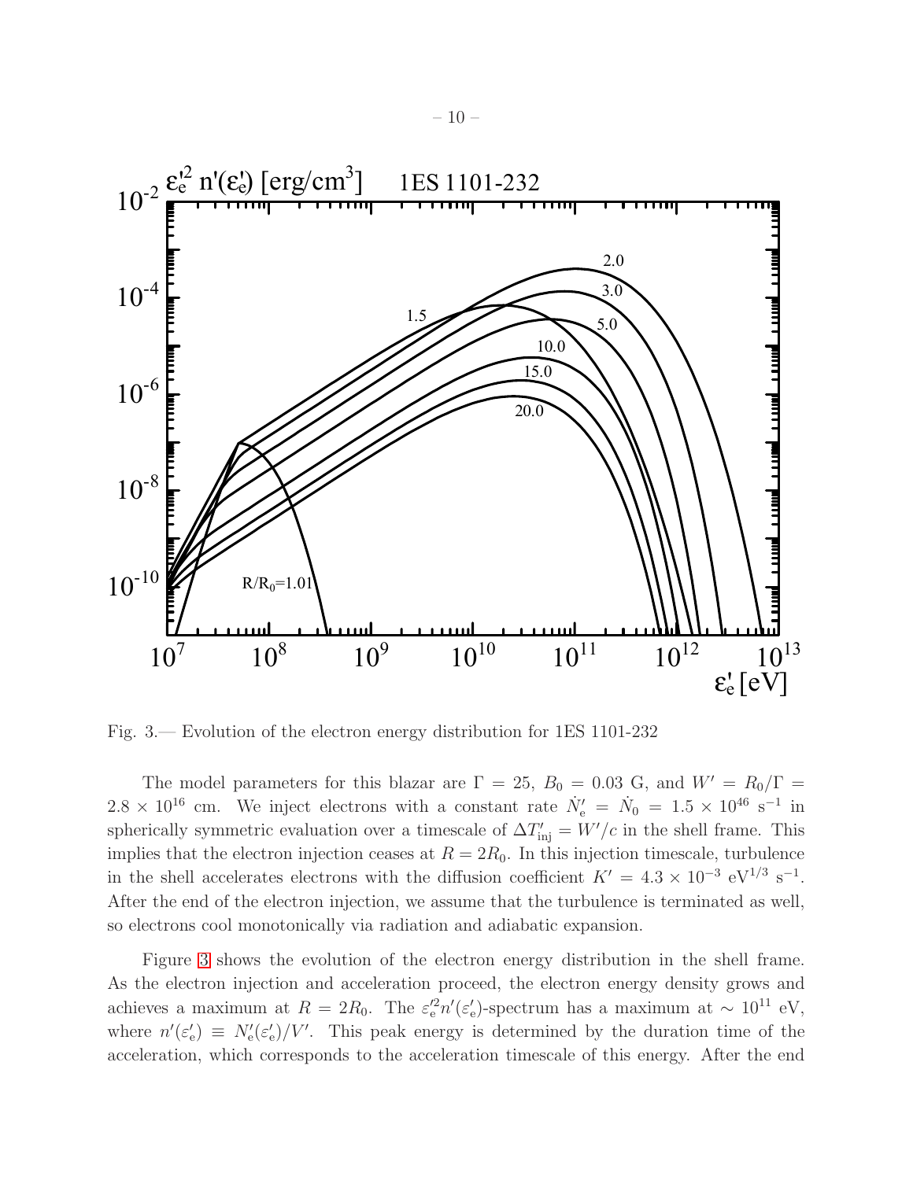Fig. 3.— Evolution of the electron energy distribution for 1ES 1101-232

The model parameters for this blazar are $\Gamma = 25$, $B_0 = 0.03$ G, and $W' = R_0/\Gamma = 2.8 \times 10^{16}$ cm. We inject electrons with a constant rate $\dot{N}'_{\rm e} = \dot{N}_0 = 1.5 \times 10^{46}$ s$^{-1}$ in spherically symmetric evaluation over a timescale of $\Delta T'_{\rm inj} = W'/c$ in the shell frame. This implies that the electron injection ceases at $R = 2R_0$. In this injection timescale, turbulence in the shell accelerates electrons with the diffusion coefficient $K' = 4.3 \times 10^{-3}$ eV$^{1/3}$ s$^{-1}$. After the end of the electron injection, we assume that the turbulence is terminated as well, so electrons cool monotonically via radiation and adiabatic expansion.

Figure 3 shows the evolution of the electron energy distribution in the shell frame. As the electron injection and acceleration proceed, the electron energy density grows and achieves a maximum at $R = 2R_0$. The $\varepsilon'^2_{\rm e} n'(\varepsilon'_{\rm e})$-spectrum has a maximum at $\sim 10^{11}$ eV, where $n'(\varepsilon'_{\rm e}) \equiv N'_{\rm e}(\varepsilon'_{\rm e})/V'$. This peak energy is determined by the duration time of the acceleration, which corresponds to the acceleration timescale of this energy. After the end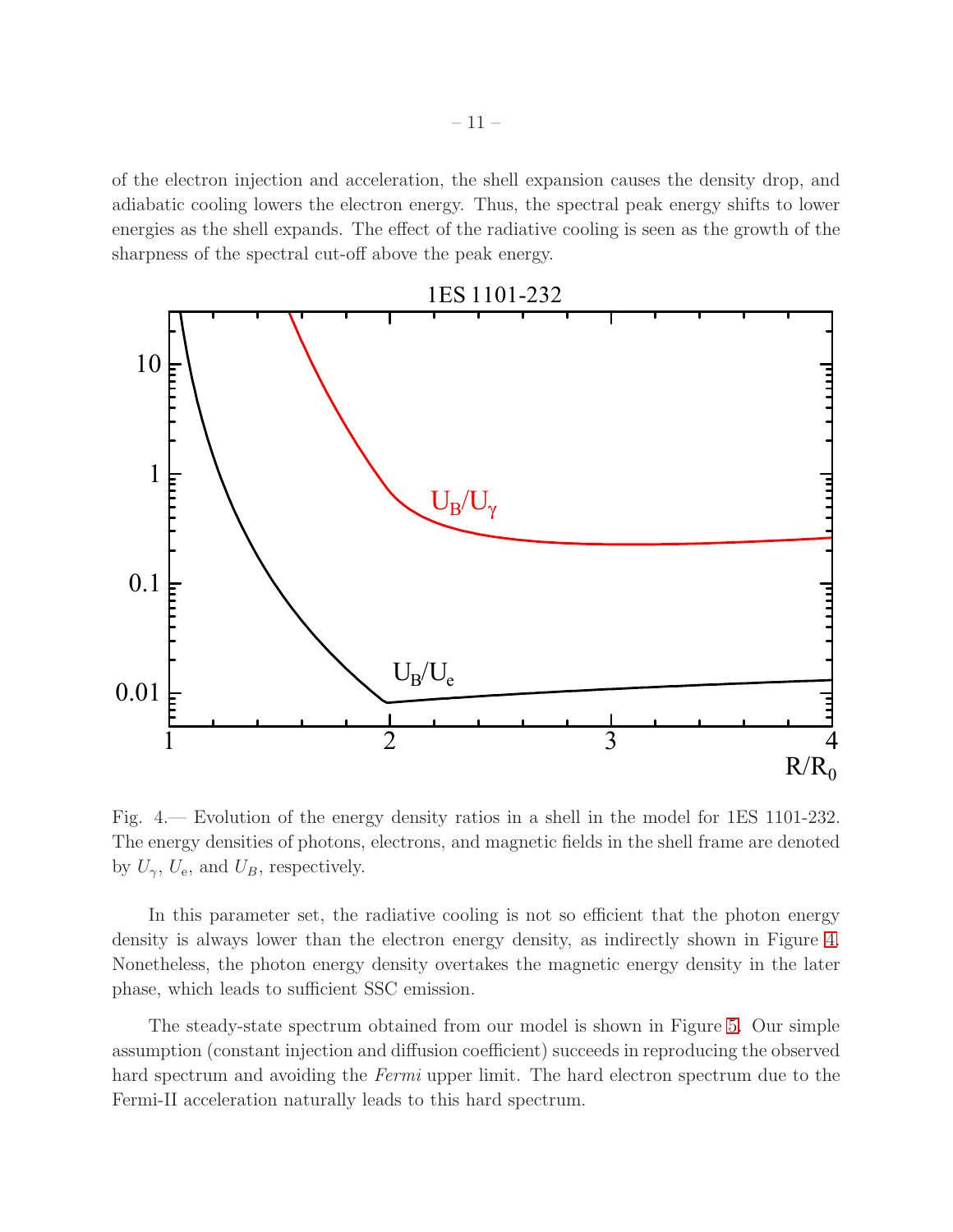of the electron injection and acceleration, the shell expansion causes the density drop, and adiabatic cooling lowers the electron energy. Thus, the spectral peak energy shifts to lower energies as the shell expands. The effect of the radiative cooling is seen as the growth of the sharpness of the spectral cut-off above the peak energy.

Fig. 4.— Evolution of the energy density ratios in a shell in the model for 1ES 1101-232. The energy densities of photons, electrons, and magnetic fields in the shell frame are denoted by $U_\gamma$, $U_{\rm e}$, and $U_B$, respectively.

In this parameter set, the radiative cooling is not so efficient that the photon energy density is always lower than the electron energy density, as indirectly shown in Figure 4. Nonetheless, the photon energy density overtakes the magnetic energy density in the later phase, which leads to sufficient SSC emission.

The steady-state spectrum obtained from our model is shown in Figure 5. Our simple assumption (constant injection and diffusion coefficient) succeeds in reproducing the observed hard spectrum and avoiding the *Fermi* upper limit. The hard electron spectrum due to the Fermi-II acceleration naturally leads to this hard spectrum.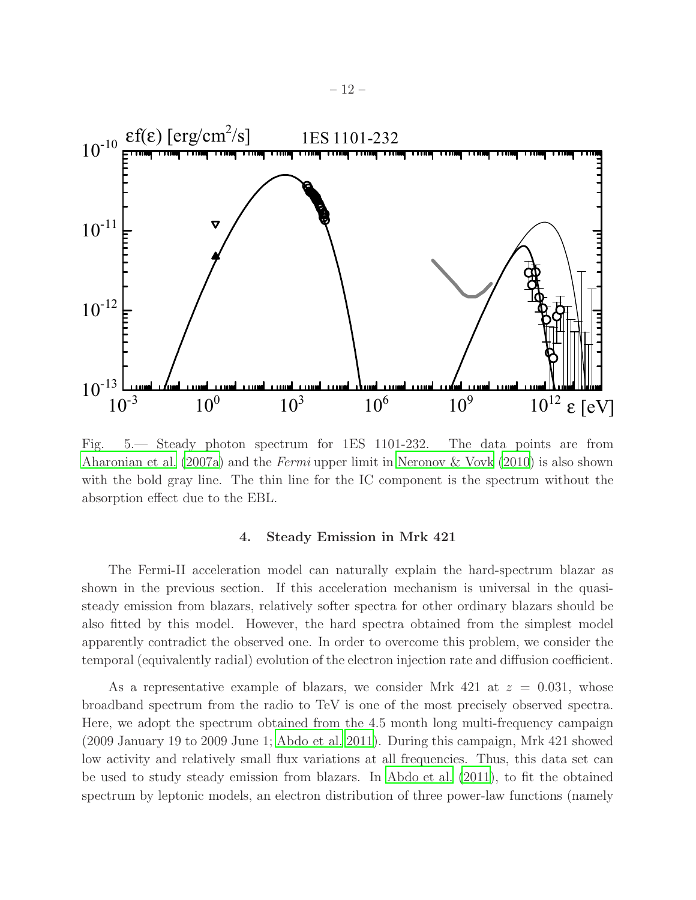Fig. 5.— Steady photon spectrum for 1ES 1101-232. The data points are from Aharonian et al. (2007a) and the *Fermi* upper limit in Neronov & Vovk (2010) is also shown with the bold gray line. The thin line for the IC component is the spectrum without the absorption effect due to the EBL.

## 4. Steady Emission in Mrk 421

The Fermi-II acceleration model can naturally explain the hard-spectrum blazar as shown in the previous section. If this acceleration mechanism is universal in the quasi-steady emission from blazars, relatively softer spectra for other ordinary blazars should be also fitted by this model. However, the hard spectra obtained from the simplest model apparently contradict the observed one. In order to overcome this problem, we consider the temporal (equivalently radial) evolution of the electron injection rate and diffusion coefficient.

As a representative example of blazars, we consider Mrk 421 at $z = 0.031$, whose broadband spectrum from the radio to TeV is one of the most precisely observed spectra. Here, we adopt the spectrum obtained from the 4.5 month long multi-frequency campaign (2009 January 19 to 2009 June 1; Abdo et al. 2011). During this campaign, Mrk 421 showed low activity and relatively small flux variations at all frequencies. Thus, this data set can be used to study steady emission from blazars. In Abdo et al. (2011), to fit the obtained spectrum by leptonic models, an electron distribution of three power-law functions (namely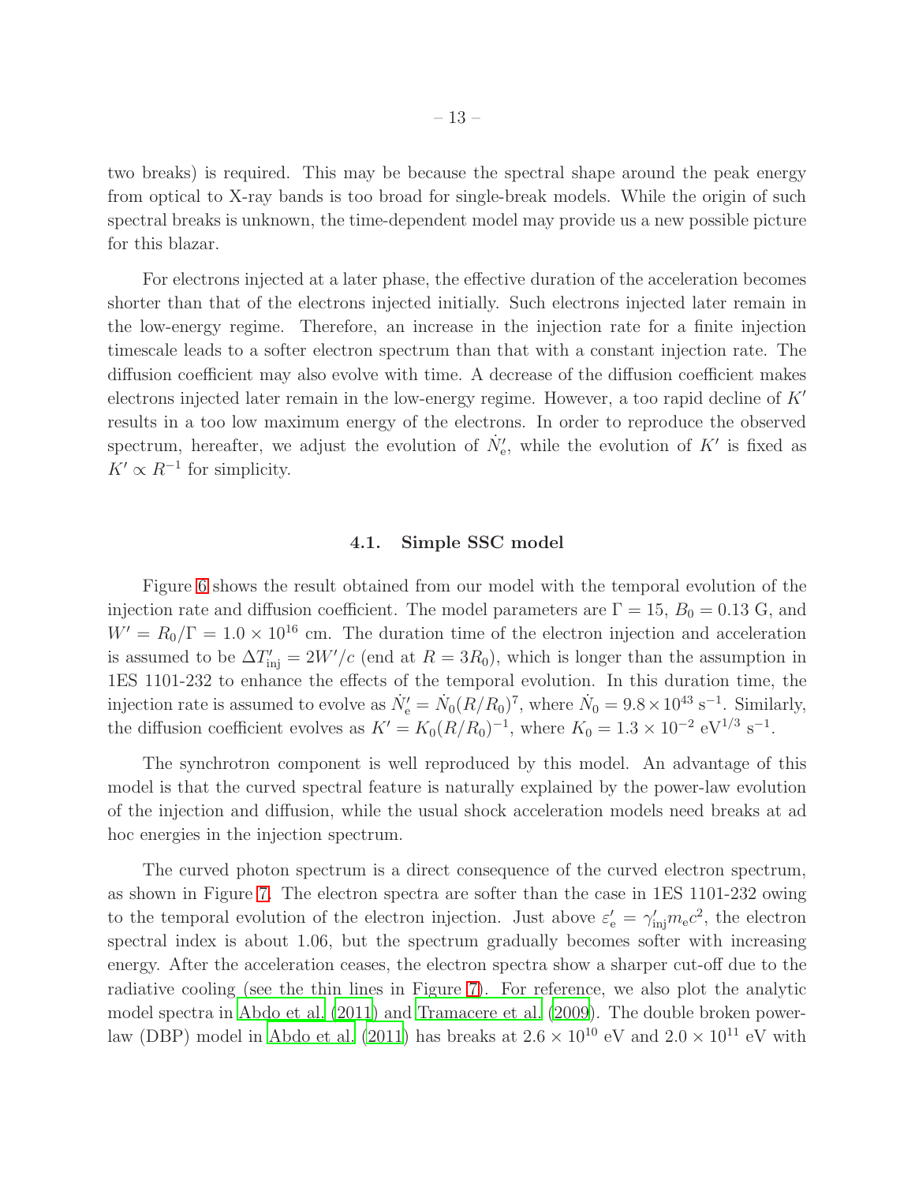two breaks) is required. This may be because the spectral shape around the peak energy from optical to X-ray bands is too broad for single-break models. While the origin of such spectral breaks is unknown, the time-dependent model may provide us a new possible picture for this blazar.

For electrons injected at a later phase, the effective duration of the acceleration becomes shorter than that of the electrons injected initially. Such electrons injected later remain in the low-energy regime. Therefore, an increase in the injection rate for a finite injection timescale leads to a softer electron spectrum than that with a constant injection rate. The diffusion coefficient may also evolve with time. A decrease of the diffusion coefficient makes electrons injected later remain in the low-energy regime. However, a too rapid decline of $K'$ results in a too low maximum energy of the electrons. In order to reproduce the observed spectrum, hereafter, we adjust the evolution of $\dot{N}'_{\rm e}$, while the evolution of $K'$ is fixed as $K' \propto R^{-1}$ for simplicity.

### 4.1. Simple SSC model

Figure 6 shows the result obtained from our model with the temporal evolution of the injection rate and diffusion coefficient. The model parameters are $\Gamma = 15$, $B_0 = 0.13$ G, and $W' = R_0/\Gamma = 1.0 \times 10^{16}$ cm. The duration time of the electron injection and acceleration is assumed to be $\Delta T'_{\rm inj} = 2W'/c$ (end at $R = 3R_0$), which is longer than the assumption in 1ES 1101-232 to enhance the effects of the temporal evolution. In this duration time, the injection rate is assumed to evolve as $\dot{N}'_{\rm e} = \dot{N}_0 (R/R_0)^7$, where $\dot{N}_0 = 9.8 \times 10^{43}$ s$^{-1}$. Similarly, the diffusion coefficient evolves as $K' = K_0 (R/R_0)^{-1}$, where $K_0 = 1.3 \times 10^{-2}$ eV$^{1/3}$ s$^{-1}$.

The synchrotron component is well reproduced by this model. An advantage of this model is that the curved spectral feature is naturally explained by the power-law evolution of the injection and diffusion, while the usual shock acceleration models need breaks at ad hoc energies in the injection spectrum.

The curved photon spectrum is a direct consequence of the curved electron spectrum, as shown in Figure 7. The electron spectra are softer than the case in 1ES 1101-232 owing to the temporal evolution of the electron injection. Just above $\varepsilon'_{\rm e} = \gamma'_{\rm inj} m_{\rm e} c^2$, the electron spectral index is about 1.06, but the spectrum gradually becomes softer with increasing energy. After the acceleration ceases, the electron spectra show a sharper cut-off due to the radiative cooling (see the thin lines in Figure 7). For reference, we also plot the analytic model spectra in Abdo et al. (2011) and Tramacere et al. (2009). The double broken power-law (DBP) model in Abdo et al. (2011) has breaks at $2.6 \times 10^{10}$ eV and $2.0 \times 10^{11}$ eV with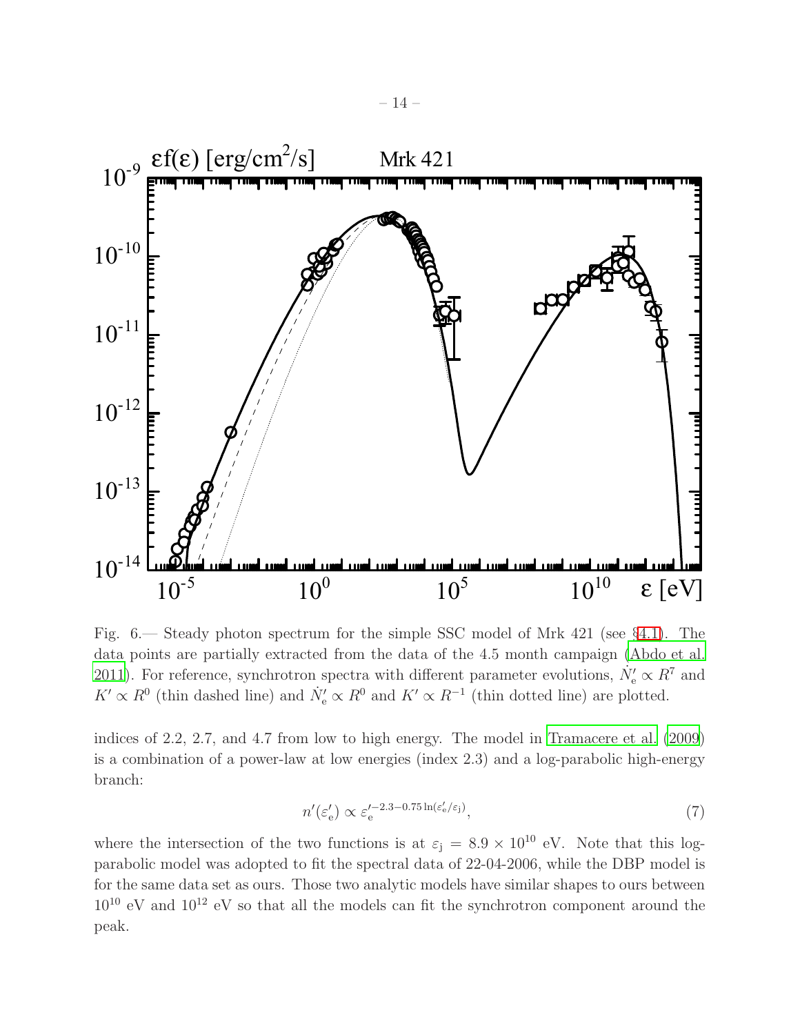Fig. 6.— Steady photon spectrum for the simple SSC model of Mrk 421 (see §4.1). The data points are partially extracted from the data of the 4.5 month campaign (Abdo et al. 2011). For reference, synchrotron spectra with different parameter evolutions, $\dot{N}'_{\rm e} \propto R^7$ and $K' \propto R^0$ (thin dashed line) and $\dot{N}'_{\rm e} \propto R^0$ and $K' \propto R^{-1}$ (thin dotted line) are plotted.

indices of 2.2, 2.7, and 4.7 from low to high energy. The model in Tramacere et al. (2009) is a combination of a power-law at low energies (index 2.3) and a log-parabolic high-energy branch:

$$n'(\varepsilon'_{\rm e}) \propto \varepsilon_{\rm e}'^{-2.3-0.75\ln(\varepsilon'_{\rm e}/\varepsilon_{\rm j})}, \tag{7}$$

where the intersection of the two functions is at $\varepsilon_{\rm j} = 8.9 \times 10^{10}$ eV. Note that this log-parabolic model was adopted to fit the spectral data of 22-04-2006, while the DBP model is for the same data set as ours. Those two analytic models have similar shapes to ours between $10^{10}$ eV and $10^{12}$ eV so that all the models can fit the synchrotron component around the peak.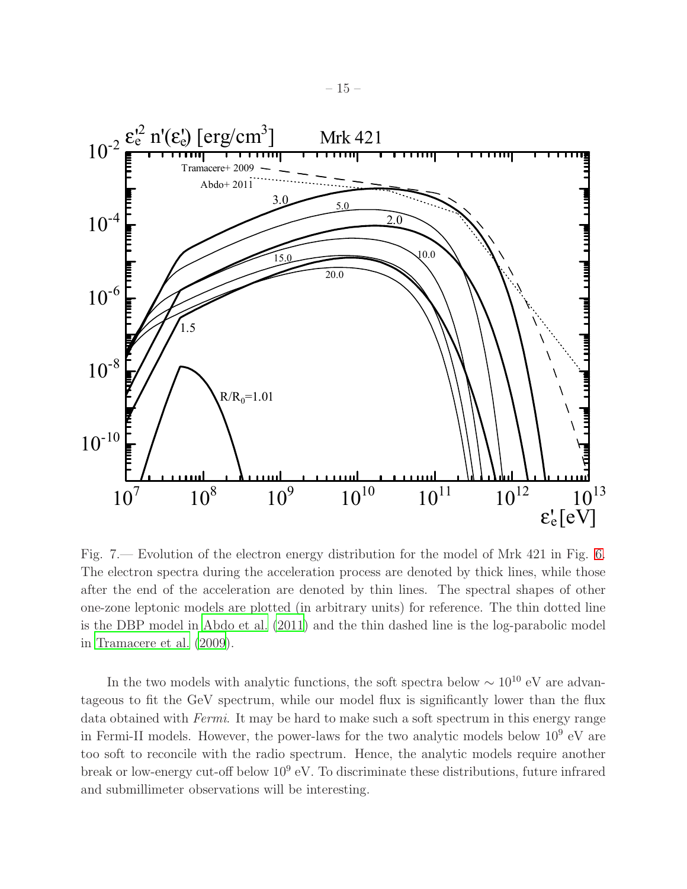Fig. 7.— Evolution of the electron energy distribution for the model of Mrk 421 in Fig. 6. The electron spectra during the acceleration process are denoted by thick lines, while those after the end of the acceleration are denoted by thin lines. The spectral shapes of other one-zone leptonic models are plotted (in arbitrary units) for reference. The thin dotted line is the DBP model in Abdo et al. (2011) and the thin dashed line is the log-parabolic model in Tramacere et al. (2009).

In the two models with analytic functions, the soft spectra below $\sim 10^{10}$ eV are advantageous to fit the GeV spectrum, while our model flux is significantly lower than the flux data obtained with *Fermi*. It may be hard to make such a soft spectrum in this energy range in Fermi-II models. However, the power-laws for the two analytic models below $10^9$ eV are too soft to reconcile with the radio spectrum. Hence, the analytic models require another break or low-energy cut-off below $10^9$ eV. To discriminate these distributions, future infrared and submillimeter observations will be interesting.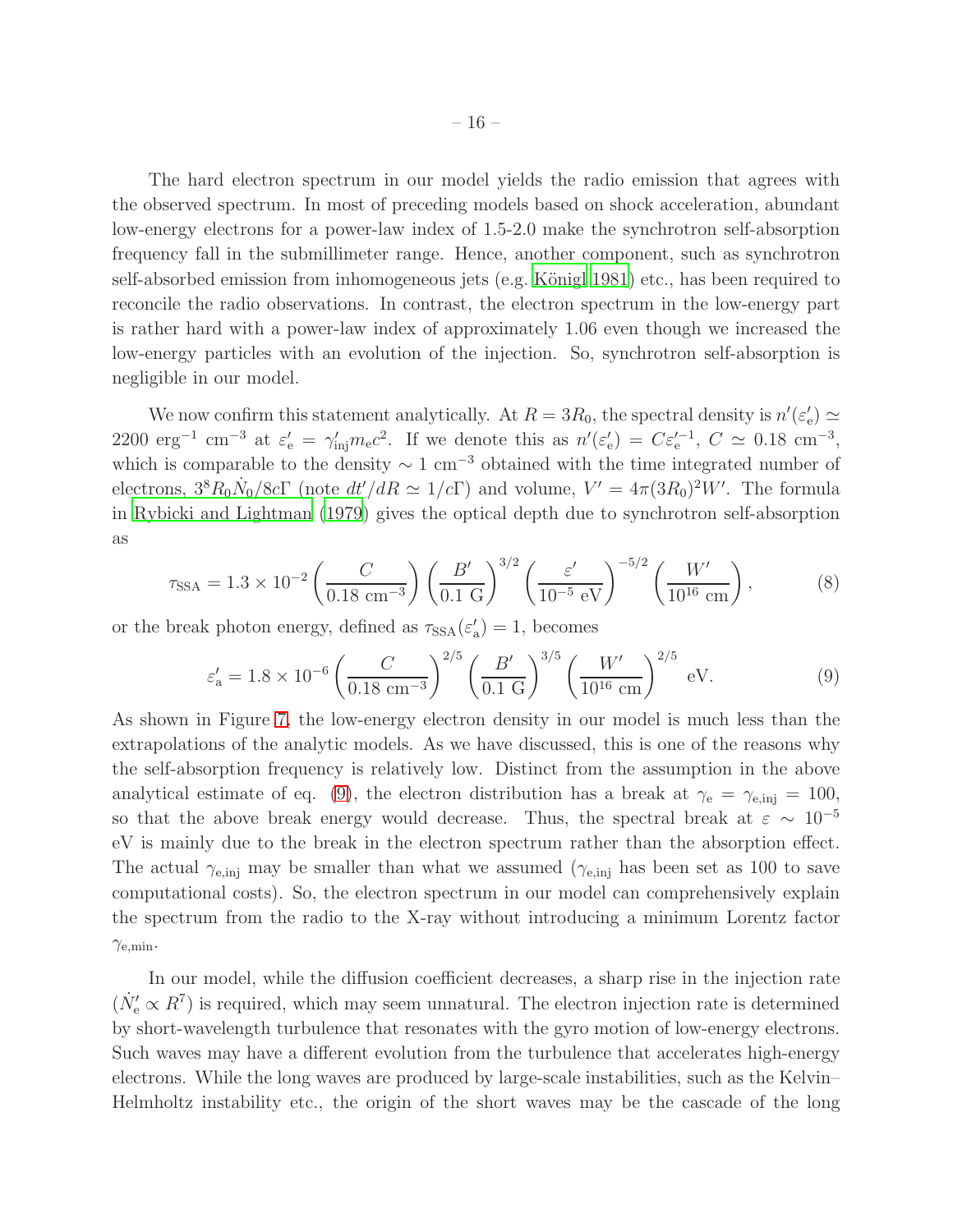The hard electron spectrum in our model yields the radio emission that agrees with the observed spectrum. In most of preceding models based on shock acceleration, abundant low-energy electrons for a power-law index of 1.5-2.0 make the synchrotron self-absorption frequency fall in the submillimeter range. Hence, another component, such as synchrotron self-absorbed emission from inhomogeneous jets (e.g. Königl 1981) etc., has been required to reconcile the radio observations. In contrast, the electron spectrum in the low-energy part is rather hard with a power-law index of approximately 1.06 even though we increased the low-energy particles with an evolution of the injection. So, synchrotron self-absorption is negligible in our model.

We now confirm this statement analytically. At $R = 3R_0$, the spectral density is $n'(\varepsilon'_{\rm e}) \simeq 2200~{\rm erg}^{-1}~{\rm cm}^{-3}$ at $\varepsilon'_{\rm e} = \gamma'_{\rm inj} m_{\rm e} c^2$. If we denote this as $n'(\varepsilon'_{\rm e}) = C \varepsilon'^{-1}_{\rm e}$, $C \simeq 0.18~{\rm cm}^{-3}$, which is comparable to the density $\sim 1~{\rm cm}^{-3}$ obtained with the time integrated number of electrons, $3^8 R_0 \dot{N}_0 / 8 c \Gamma$ (note $dt'/dR \simeq 1/c\Gamma$) and volume, $V' = 4\pi (3R_0)^2 W'$. The formula in Rybicki and Lightman (1979) gives the optical depth due to synchrotron self-absorption as

$$\tau_{\rm SSA} = 1.3 \times 10^{-2} \left( \frac{C}{0.18~{\rm cm}^{-3}} \right) \left( \frac{B'}{0.1~{\rm G}} \right)^{3/2} \left( \frac{\varepsilon'}{10^{-5}~{\rm eV}} \right)^{-5/2} \left( \frac{W'}{10^{16}~{\rm cm}} \right), \tag{8}$$

or the break photon energy, defined as $\tau_{\rm SSA}(\varepsilon'_{\rm a}) = 1$, becomes

$$\varepsilon'_{\rm a} = 1.8 \times 10^{-6} \left( \frac{C}{0.18~{\rm cm}^{-3}} \right)^{2/5} \left( \frac{B'}{0.1~{\rm G}} \right)^{3/5} \left( \frac{W'}{10^{16}~{\rm cm}} \right)^{2/5}~{\rm eV}. \tag{9}$$

As shown in Figure 7, the low-energy electron density in our model is much less than the extrapolations of the analytic models. As we have discussed, this is one of the reasons why the self-absorption frequency is relatively low. Distinct from the assumption in the above analytical estimate of eq. (9), the electron distribution has a break at $\gamma_{\rm e} = \gamma_{\rm e,inj} = 100$, so that the above break energy would decrease. Thus, the spectral break at $\varepsilon \sim 10^{-5}$ eV is mainly due to the break in the electron spectrum rather than the absorption effect. The actual $\gamma_{\rm e,inj}$ may be smaller than what we assumed ($\gamma_{\rm e,inj}$ has been set as 100 to save computational costs). So, the electron spectrum in our model can comprehensively explain the spectrum from the radio to the X-ray without introducing a minimum Lorentz factor $\gamma_{\rm e,min}$.

In our model, while the diffusion coefficient decreases, a sharp rise in the injection rate ($\dot{N}'_{\rm e} \propto R^7$) is required, which may seem unnatural. The electron injection rate is determined by short-wavelength turbulence that resonates with the gyro motion of low-energy electrons. Such waves may have a different evolution from the turbulence that accelerates high-energy electrons. While the long waves are produced by large-scale instabilities, such as the Kelvin–Helmholtz instability etc., the origin of the short waves may be the cascade of the long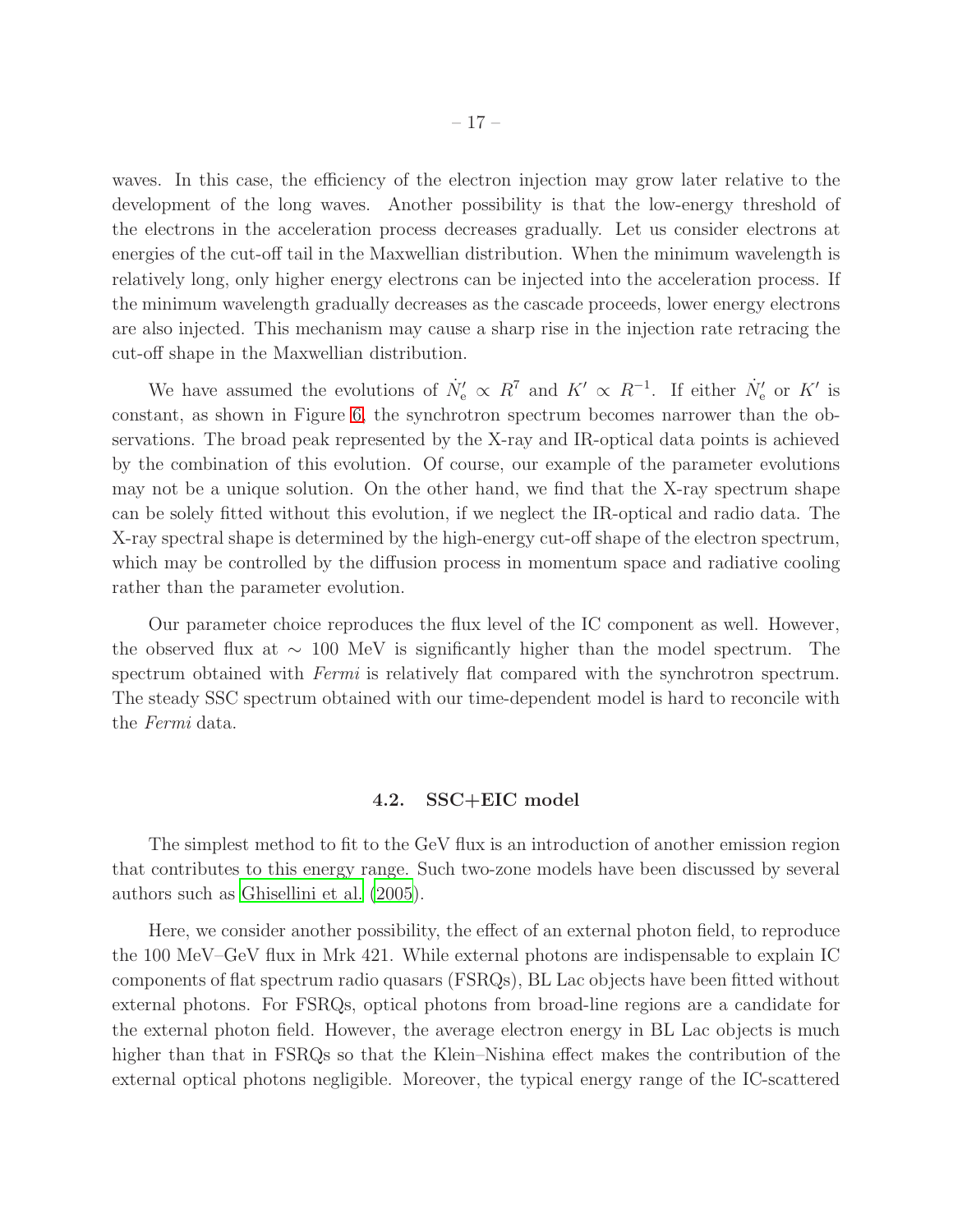waves. In this case, the efficiency of the electron injection may grow later relative to the development of the long waves. Another possibility is that the low-energy threshold of the electrons in the acceleration process decreases gradually. Let us consider electrons at energies of the cut-off tail in the Maxwellian distribution. When the minimum wavelength is relatively long, only higher energy electrons can be injected into the acceleration process. If the minimum wavelength gradually decreases as the cascade proceeds, lower energy electrons are also injected. This mechanism may cause a sharp rise in the injection rate retracing the cut-off shape in the Maxwellian distribution.

We have assumed the evolutions of $\dot{N}'_{\rm e} \propto R^7$ and $K' \propto R^{-1}$. If either $\dot{N}'_{\rm e}$ or $K'$ is constant, as shown in Figure 6, the synchrotron spectrum becomes narrower than the observations. The broad peak represented by the X-ray and IR-optical data points is achieved by the combination of this evolution. Of course, our example of the parameter evolutions may not be a unique solution. On the other hand, we find that the X-ray spectrum shape can be solely fitted without this evolution, if we neglect the IR-optical and radio data. The X-ray spectral shape is determined by the high-energy cut-off shape of the electron spectrum, which may be controlled by the diffusion process in momentum space and radiative cooling rather than the parameter evolution.

Our parameter choice reproduces the flux level of the IC component as well. However, the observed flux at $\sim$ 100 MeV is significantly higher than the model spectrum. The spectrum obtained with *Fermi* is relatively flat compared with the synchrotron spectrum. The steady SSC spectrum obtained with our time-dependent model is hard to reconcile with the *Fermi* data.

### 4.2. SSC+EIC model

The simplest method to fit to the GeV flux is an introduction of another emission region that contributes to this energy range. Such two-zone models have been discussed by several authors such as Ghisellini et al. (2005).

Here, we consider another possibility, the effect of an external photon field, to reproduce the 100 MeV–GeV flux in Mrk 421. While external photons are indispensable to explain IC components of flat spectrum radio quasars (FSRQs), BL Lac objects have been fitted without external photons. For FSRQs, optical photons from broad-line regions are a candidate for the external photon field. However, the average electron energy in BL Lac objects is much higher than that in FSRQs so that the Klein–Nishina effect makes the contribution of the external optical photons negligible. Moreover, the typical energy range of the IC-scattered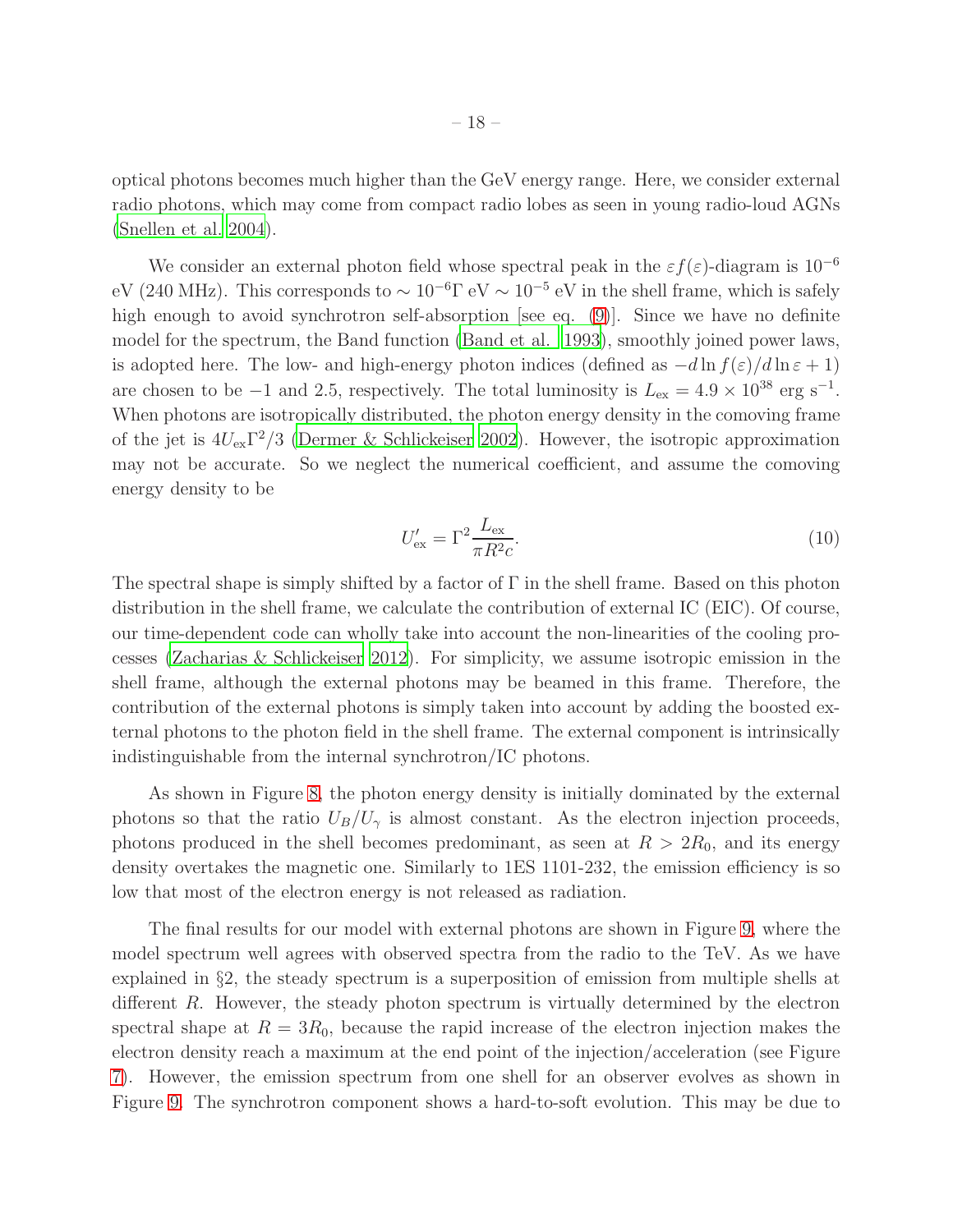optical photons becomes much higher than the GeV energy range. Here, we consider external radio photons, which may come from compact radio lobes as seen in young radio-loud AGNs (Snellen et al. 2004).

We consider an external photon field whose spectral peak in the $\varepsilon f(\varepsilon)$-diagram is $10^{-6}$ eV (240 MHz). This corresponds to $\sim 10^{-6}\Gamma$ eV $\sim 10^{-5}$ eV in the shell frame, which is safely high enough to avoid synchrotron self-absorption [see eq. (9)]. Since we have no definite model for the spectrum, the Band function (Band et al. 1993), smoothly joined power laws, is adopted here. The low- and high-energy photon indices (defined as $-d \ln f(\varepsilon)/d \ln \varepsilon + 1$) are chosen to be $-1$ and 2.5, respectively. The total luminosity is $L_{\rm ex} = 4.9 \times 10^{38}$ erg s$^{-1}$. When photons are isotropically distributed, the photon energy density in the comoving frame of the jet is $4U_{\rm ex}\Gamma^2/3$ (Dermer & Schlickeiser 2002). However, the isotropic approximation may not be accurate. So we neglect the numerical coefficient, and assume the comoving energy density to be

$$U'_{\rm ex} = \Gamma^2 \frac{L_{\rm ex}}{\pi R^2 c}. \tag{10}$$

The spectral shape is simply shifted by a factor of $\Gamma$ in the shell frame. Based on this photon distribution in the shell frame, we calculate the contribution of external IC (EIC). Of course, our time-dependent code can wholly take into account the non-linearities of the cooling processes (Zacharias & Schlickeiser 2012). For simplicity, we assume isotropic emission in the shell frame, although the external photons may be beamed in this frame. Therefore, the contribution of the external photons is simply taken into account by adding the boosted external photons to the photon field in the shell frame. The external component is intrinsically indistinguishable from the internal synchrotron/IC photons.

As shown in Figure 8, the photon energy density is initially dominated by the external photons so that the ratio $U_B/U_\gamma$ is almost constant. As the electron injection proceeds, photons produced in the shell becomes predominant, as seen at $R > 2R_0$, and its energy density overtakes the magnetic one. Similarly to 1ES 1101-232, the emission efficiency is so low that most of the electron energy is not released as radiation.

The final results for our model with external photons are shown in Figure 9, where the model spectrum well agrees with observed spectra from the radio to the TeV. As we have explained in §2, the steady spectrum is a superposition of emission from multiple shells at different $R$. However, the steady photon spectrum is virtually determined by the electron spectral shape at $R = 3R_0$, because the rapid increase of the electron injection makes the electron density reach a maximum at the end point of the injection/acceleration (see Figure 7). However, the emission spectrum from one shell for an observer evolves as shown in Figure 9. The synchrotron component shows a hard-to-soft evolution. This may be due to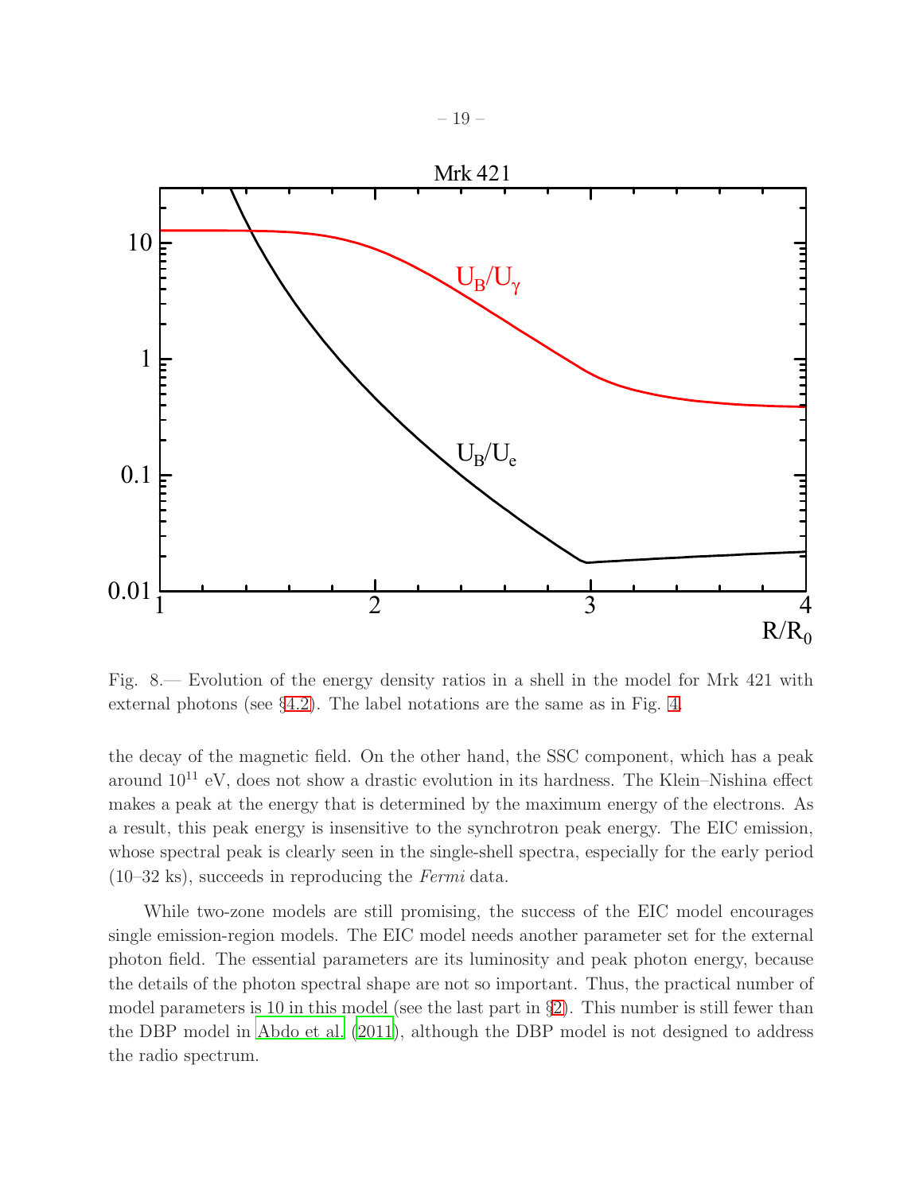Fig. 8.— Evolution of the energy density ratios in a shell in the model for Mrk 421 with external photons (see §4.2). The label notations are the same as in Fig. 4.

the decay of the magnetic field. On the other hand, the SSC component, which has a peak around $10^{11}$ eV, does not show a drastic evolution in its hardness. The Klein–Nishina effect makes a peak at the energy that is determined by the maximum energy of the electrons. As a result, this peak energy is insensitive to the synchrotron peak energy. The EIC emission, whose spectral peak is clearly seen in the single-shell spectra, especially for the early period (10–32 ks), succeeds in reproducing the *Fermi* data.

While two-zone models are still promising, the success of the EIC model encourages single emission-region models. The EIC model needs another parameter set for the external photon field. The essential parameters are its luminosity and peak photon energy, because the details of the photon spectral shape are not so important. Thus, the practical number of model parameters is 10 in this model (see the last part in §2). This number is still fewer than the DBP model in Abdo et al. (2011), although the DBP model is not designed to address the radio spectrum.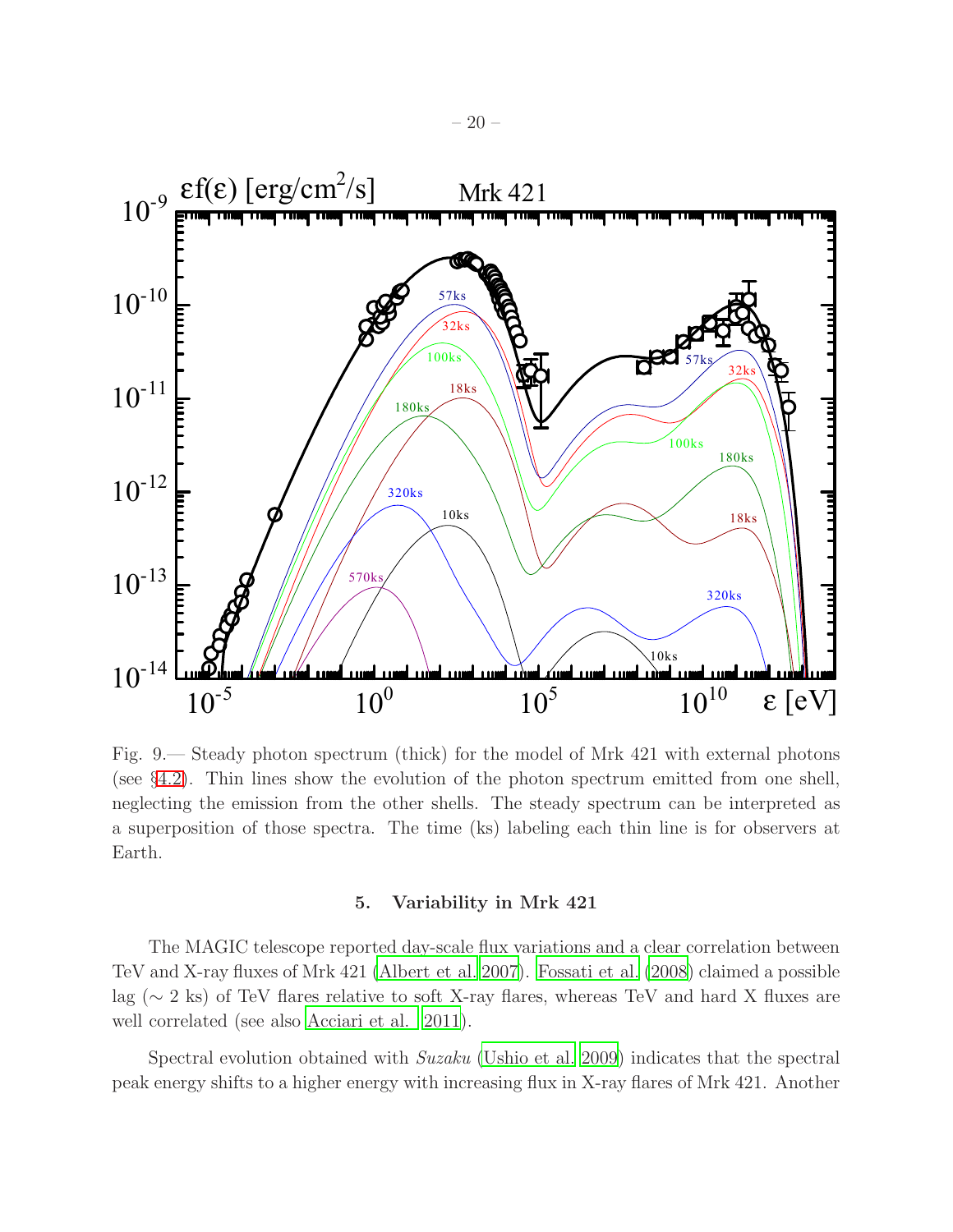Fig. 9.— Steady photon spectrum (thick) for the model of Mrk 421 with external photons (see §4.2). Thin lines show the evolution of the photon spectrum emitted from one shell, neglecting the emission from the other shells. The steady spectrum can be interpreted as a superposition of those spectra. The time (ks) labeling each thin line is for observers at Earth.

## 5. Variability in Mrk 421

The MAGIC telescope reported day-scale flux variations and a clear correlation between TeV and X-ray fluxes of Mrk 421 (Albert et al. 2007). Fossati et al. (2008) claimed a possible lag ($\sim 2$ ks) of TeV flares relative to soft X-ray flares, whereas TeV and hard X fluxes are well correlated (see also Acciari et al. 2011).

Spectral evolution obtained with *Suzaku* (Ushio et al. 2009) indicates that the spectral peak energy shifts to a higher energy with increasing flux in X-ray flares of Mrk 421. Another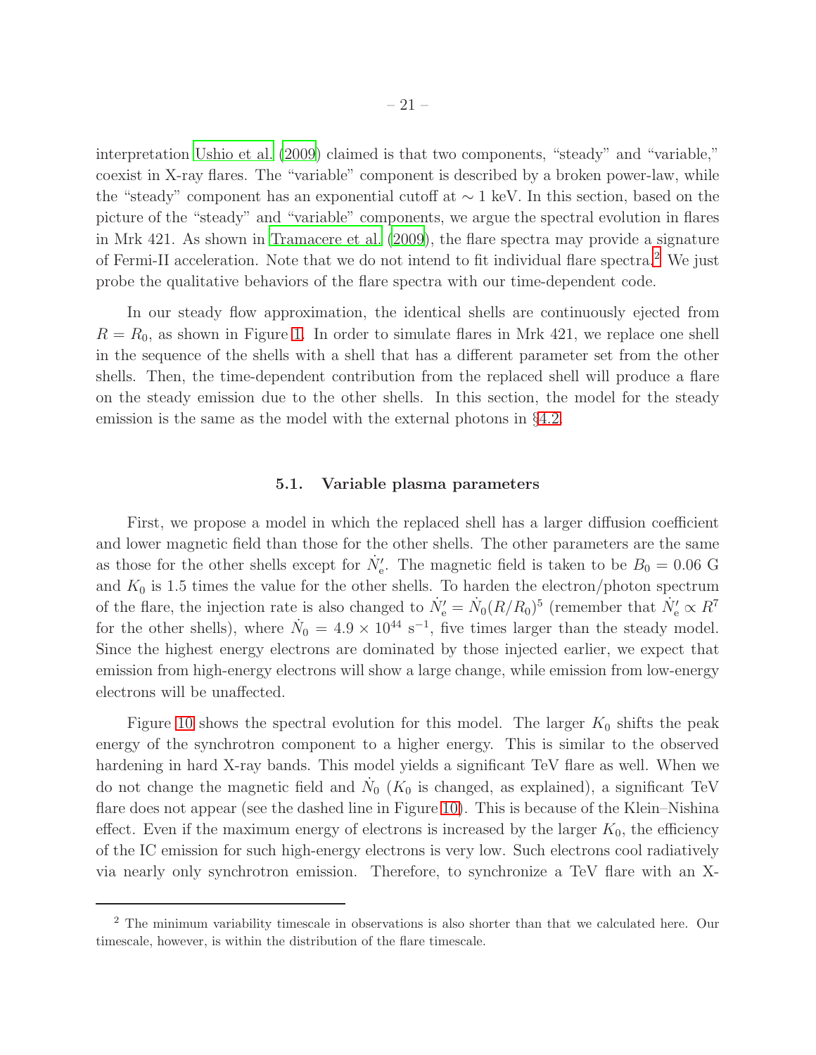interpretation Ushio et al. (2009) claimed is that two components, "steady" and "variable," coexist in X-ray flares. The "variable" component is described by a broken power-law, while the "steady" component has an exponential cutoff at $\sim 1$ keV. In this section, based on the picture of the "steady" and "variable" components, we argue the spectral evolution in flares in Mrk 421. As shown in Tramacere et al. (2009), the flare spectra may provide a signature of Fermi-II acceleration. Note that we do not intend to fit individual flare spectra.[2] We just probe the qualitative behaviors of the flare spectra with our time-dependent code.

In our steady flow approximation, the identical shells are continuously ejected from $R = R_0$, as shown in Figure 1. In order to simulate flares in Mrk 421, we replace one shell in the sequence of the shells with a shell that has a different parameter set from the other shells. Then, the time-dependent contribution from the replaced shell will produce a flare on the steady emission due to the other shells. In this section, the model for the steady emission is the same as the model with the external photons in §4.2.

### 5.1. Variable plasma parameters

First, we propose a model in which the replaced shell has a larger diffusion coefficient and lower magnetic field than those for the other shells. The other parameters are the same as those for the other shells except for $\dot{N}'_{\rm e}$. The magnetic field is taken to be $B_0 = 0.06$ G and $K_0$ is 1.5 times the value for the other shells. To harden the electron/photon spectrum of the flare, the injection rate is also changed to $\dot{N}'_{\rm e} = \dot{N}_0 (R/R_0)^5$ (remember that $\dot{N}'_{\rm e} \propto R^7$ for the other shells), where $\dot{N}_0 = 4.9 \times 10^{44}$ s$^{-1}$, five times larger than the steady model. Since the highest energy electrons are dominated by those injected earlier, we expect that emission from high-energy electrons will show a large change, while emission from low-energy electrons will be unaffected.

Figure 10 shows the spectral evolution for this model. The larger $K_0$ shifts the peak energy of the synchrotron component to a higher energy. This is similar to the observed hardening in hard X-ray bands. This model yields a significant TeV flare as well. When we do not change the magnetic field and $\dot{N}_0$ ($K_0$ is changed, as explained), a significant TeV flare does not appear (see the dashed line in Figure 10). This is because of the Klein–Nishina effect. Even if the maximum energy of electrons is increased by the larger $K_0$, the efficiency of the IC emission for such high-energy electrons is very low. Such electrons cool radiatively via nearly only synchrotron emission. Therefore, to synchronize a TeV flare with an X-

[2] The minimum variability timescale in observations is also shorter than that we calculated here. Our timescale, however, is within the distribution of the flare timescale.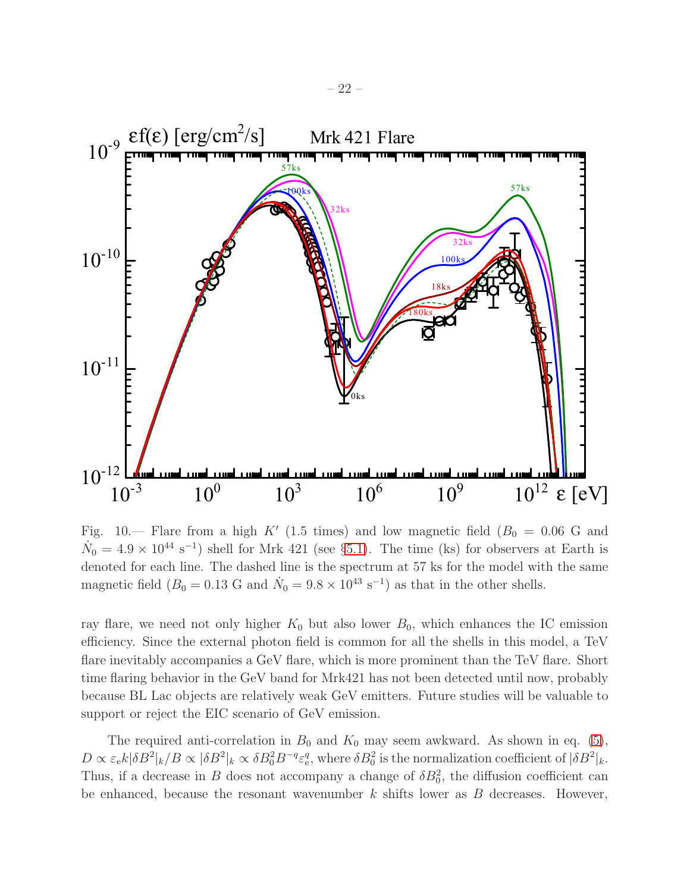Fig. 10.— Flare from a high $K'$ (1.5 times) and low magnetic field ($B_0 = 0.06$ G and $\dot{N}_0 = 4.9 \times 10^{44}$ s$^{-1}$) shell for Mrk 421 (see §5.1). The time (ks) for observers at Earth is denoted for each line. The dashed line is the spectrum at 57 ks for the model with the same magnetic field ($B_0 = 0.13$ G and $\dot{N}_0 = 9.8 \times 10^{43}$ s$^{-1}$) as that in the other shells.

ray flare, we need not only higher $K_0$ but also lower $B_0$, which enhances the IC emission efficiency. Since the external photon field is common for all the shells in this model, a TeV flare inevitably accompanies a GeV flare, which is more prominent than the TeV flare. Short time flaring behavior in the GeV band for Mrk421 has not been detected until now, probably because BL Lac objects are relatively weak GeV emitters. Future studies will be valuable to support or reject the EIC scenario of GeV emission.

The required anti-correlation in $B_0$ and $K_0$ may seem awkward. As shown in eq. (5), $D \propto \varepsilon_{\rm e} k |\delta B^2|_k / B \propto |\delta B^2|_k \propto \delta B_0^2 B^{-q} \varepsilon_{\rm e}^q$, where $\delta B_0^2$ is the normalization coefficient of $|\delta B^2|_k$. Thus, if a decrease in $B$ does not accompany a change of $\delta B_0^2$, the diffusion coefficient can be enhanced, because the resonant wavenumber $k$ shifts lower as $B$ decreases. However,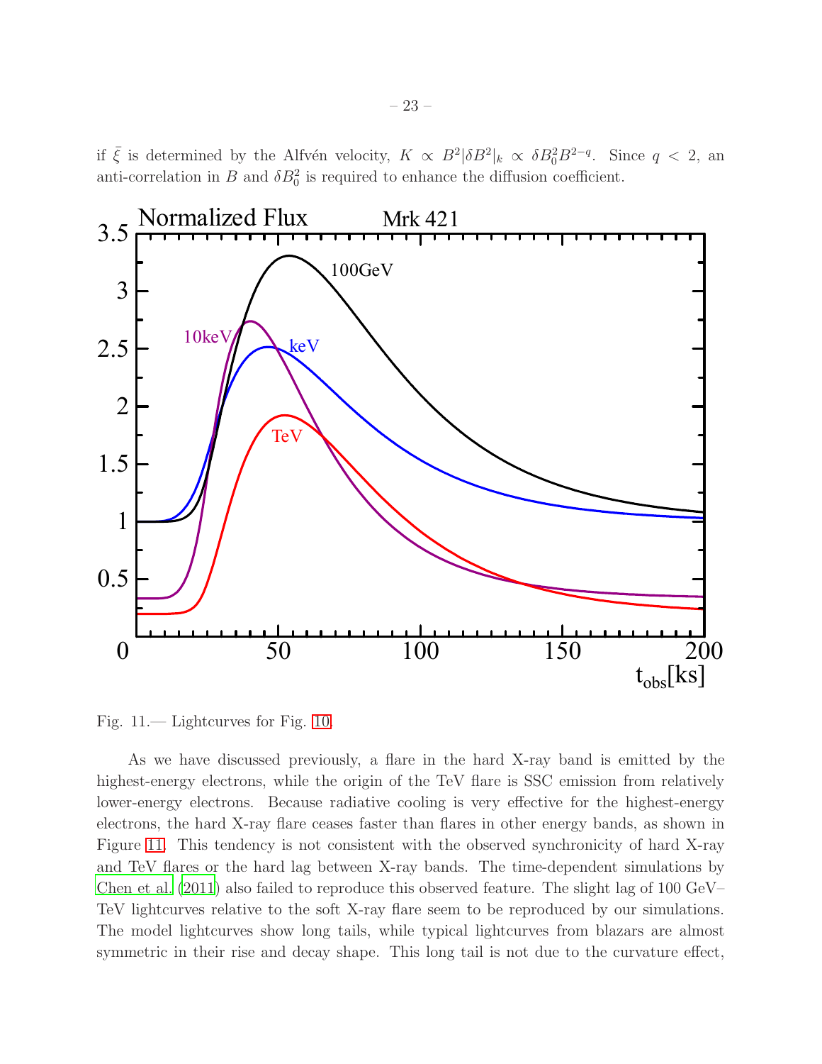if $\bar{\xi}$ is determined by the Alfvén velocity, $K \propto B^2|\delta B^2|_k \propto \delta B_0^2 B^{2-q}$. Since $q < 2$, an anti-correlation in $B$ and $\delta B_0^2$ is required to enhance the diffusion coefficient.

Fig. 11.— Lightcurves for Fig. 10.

As we have discussed previously, a flare in the hard X-ray band is emitted by the highest-energy electrons, while the origin of the TeV flare is SSC emission from relatively lower-energy electrons. Because radiative cooling is very effective for the highest-energy electrons, the hard X-ray flare ceases faster than flares in other energy bands, as shown in Figure 11. This tendency is not consistent with the observed synchronicity of hard X-ray and TeV flares or the hard lag between X-ray bands. The time-dependent simulations by Chen et al. (2011) also failed to reproduce this observed feature. The slight lag of 100 GeV–TeV lightcurves relative to the soft X-ray flare seem to be reproduced by our simulations. The model lightcurves show long tails, while typical lightcurves from blazars are almost symmetric in their rise and decay shape. This long tail is not due to the curvature effect,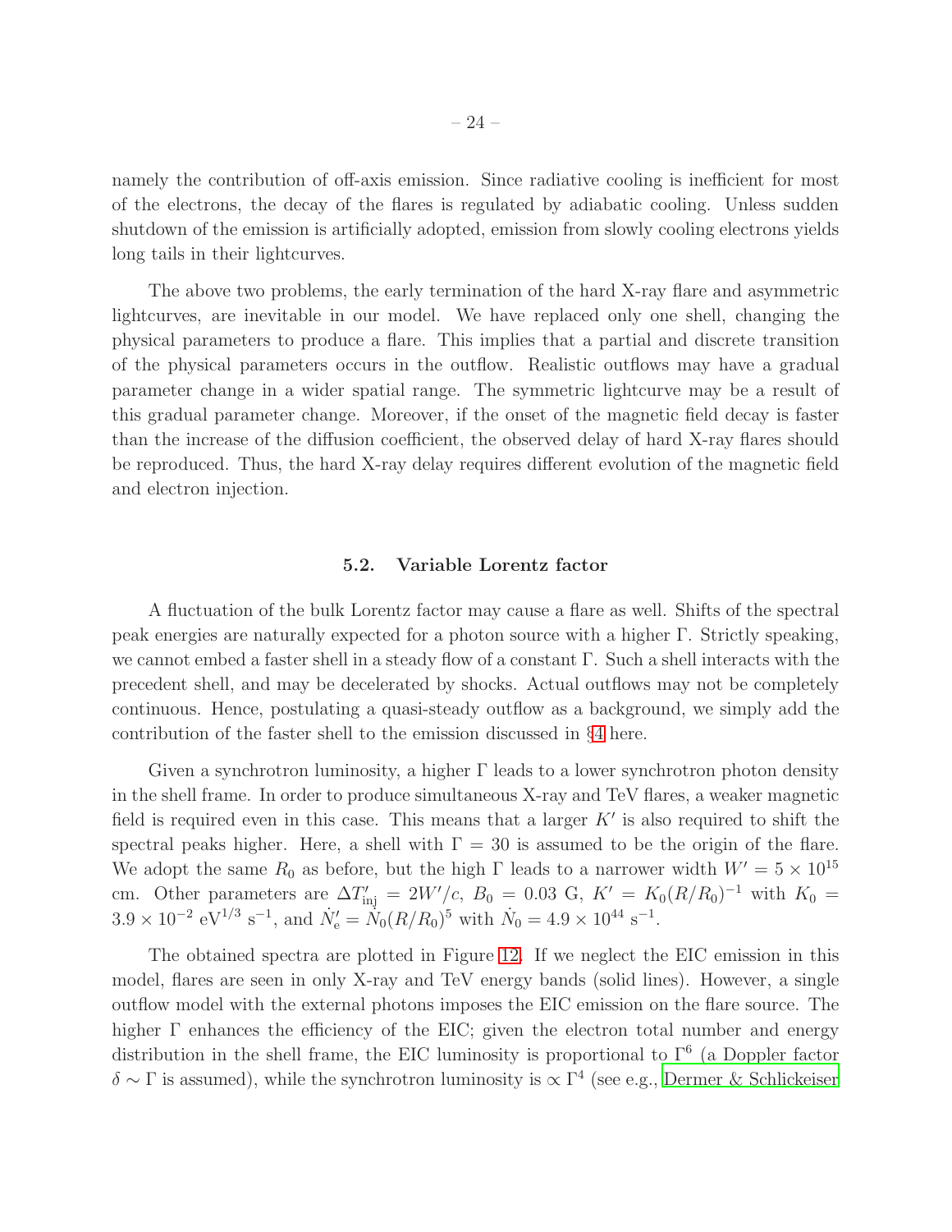namely the contribution of off-axis emission. Since radiative cooling is inefficient for most of the electrons, the decay of the flares is regulated by adiabatic cooling. Unless sudden shutdown of the emission is artificially adopted, emission from slowly cooling electrons yields long tails in their lightcurves.

The above two problems, the early termination of the hard X-ray flare and asymmetric lightcurves, are inevitable in our model. We have replaced only one shell, changing the physical parameters to produce a flare. This implies that a partial and discrete transition of the physical parameters occurs in the outflow. Realistic outflows may have a gradual parameter change in a wider spatial range. The symmetric lightcurve may be a result of this gradual parameter change. Moreover, if the onset of the magnetic field decay is faster than the increase of the diffusion coefficient, the observed delay of hard X-ray flares should be reproduced. Thus, the hard X-ray delay requires different evolution of the magnetic field and electron injection.

### 5.2. Variable Lorentz factor

A fluctuation of the bulk Lorentz factor may cause a flare as well. Shifts of the spectral peak energies are naturally expected for a photon source with a higher $\Gamma$. Strictly speaking, we cannot embed a faster shell in a steady flow of a constant $\Gamma$. Such a shell interacts with the precedent shell, and may be decelerated by shocks. Actual outflows may not be completely continuous. Hence, postulating a quasi-steady outflow as a background, we simply add the contribution of the faster shell to the emission discussed in §4 here.

Given a synchrotron luminosity, a higher $\Gamma$ leads to a lower synchrotron photon density in the shell frame. In order to produce simultaneous X-ray and TeV flares, a weaker magnetic field is required even in this case. This means that a larger $K'$ is also required to shift the spectral peaks higher. Here, a shell with $\Gamma = 30$ is assumed to be the origin of the flare. We adopt the same $R_0$ as before, but the high $\Gamma$ leads to a narrower width $W' = 5 \times 10^{15}$ cm. Other parameters are $\Delta T'_{\rm inj} = 2W'/c$, $B_0 = 0.03$ G, $K' = K_0(R/R_0)^{-1}$ with $K_0 = 3.9 \times 10^{-2}$ eV$^{1/3}$ s$^{-1}$, and $\dot{N}'_{\rm e} = \dot{N}_0(R/R_0)^5$ with $\dot{N}_0 = 4.9 \times 10^{44}$ s$^{-1}$.

The obtained spectra are plotted in Figure 12. If we neglect the EIC emission in this model, flares are seen in only X-ray and TeV energy bands (solid lines). However, a single outflow model with the external photons imposes the EIC emission on the flare source. The higher $\Gamma$ enhances the efficiency of the EIC; given the electron total number and energy distribution in the shell frame, the EIC luminosity is proportional to $\Gamma^6$ (a Doppler factor $\delta \sim \Gamma$ is assumed), while the synchrotron luminosity is $\propto \Gamma^4$ (see e.g., Dermer & Schlickeiser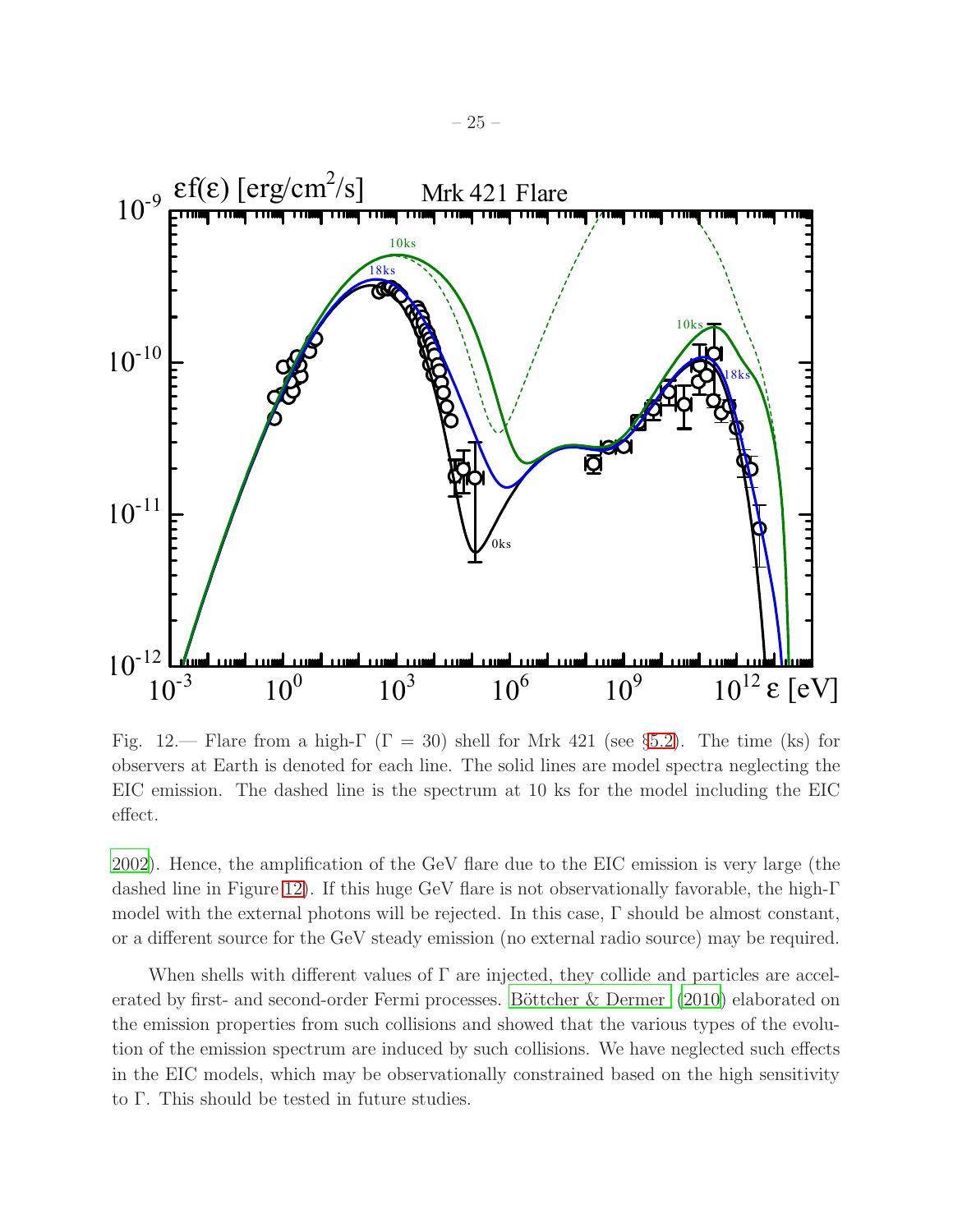Fig. 12.— Flare from a high-Γ (Γ = 30) shell for Mrk 421 (see §5.2). The time (ks) for observers at Earth is denoted for each line. The solid lines are model spectra neglecting the EIC emission. The dashed line is the spectrum at 10 ks for the model including the EIC effect.

2002). Hence, the amplification of the GeV flare due to the EIC emission is very large (the dashed line in Figure 12). If this huge GeV flare is not observationally favorable, the high-Γ model with the external photons will be rejected. In this case, Γ should be almost constant, or a different source for the GeV steady emission (no external radio source) may be required.

When shells with different values of Γ are injected, they collide and particles are accelerated by first- and second-order Fermi processes. Böttcher & Dermer (2010) elaborated on the emission properties from such collisions and showed that the various types of the evolution of the emission spectrum are induced by such collisions. We have neglected such effects in the EIC models, which may be observationally constrained based on the high sensitivity to Γ. This should be tested in future studies.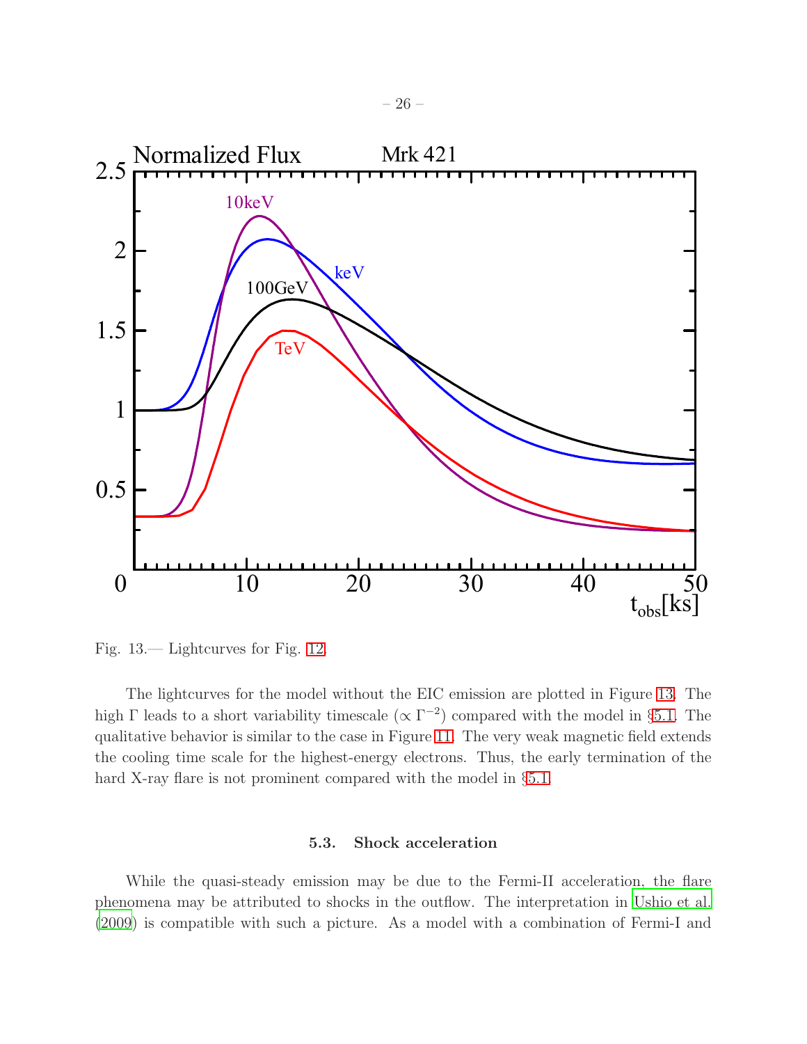Fig. 13.— Lightcurves for Fig. 12.

The lightcurves for the model without the EIC emission are plotted in Figure 13. The high $\Gamma$ leads to a short variability timescale ($\propto \Gamma^{-2}$) compared with the model in §5.1. The qualitative behavior is similar to the case in Figure 11. The very weak magnetic field extends the cooling time scale for the highest-energy electrons. Thus, the early termination of the hard X-ray flare is not prominent compared with the model in §5.1.

### 5.3. Shock acceleration

While the quasi-steady emission may be due to the Fermi-II acceleration, the flare phenomena may be attributed to shocks in the outflow. The interpretation in Ushio et al. (2009) is compatible with such a picture. As a model with a combination of Fermi-I and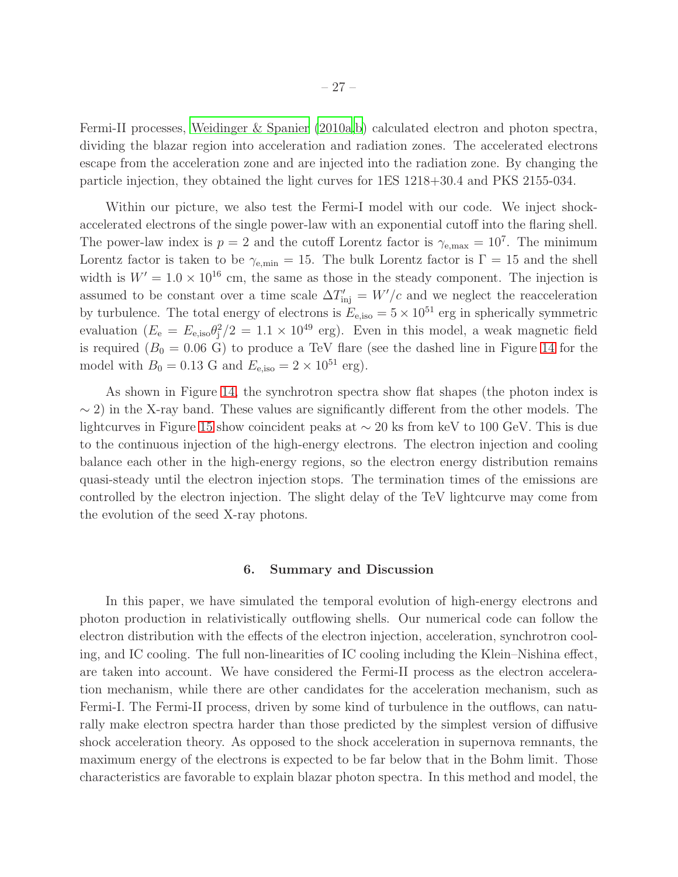Fermi-II processes, Weidinger & Spanier (2010a,b) calculated electron and photon spectra, dividing the blazar region into acceleration and radiation zones. The accelerated electrons escape from the acceleration zone and are injected into the radiation zone. By changing the particle injection, they obtained the light curves for 1ES 1218+30.4 and PKS 2155-034.

Within our picture, we also test the Fermi-I model with our code. We inject shock-accelerated electrons of the single power-law with an exponential cutoff into the flaring shell. The power-law index is $p = 2$ and the cutoff Lorentz factor is $\gamma_{\rm e,max} = 10^7$. The minimum Lorentz factor is taken to be $\gamma_{\rm e,min} = 15$. The bulk Lorentz factor is $\Gamma = 15$ and the shell width is $W' = 1.0 \times 10^{16}$ cm, the same as those in the steady component. The injection is assumed to be constant over a time scale $\Delta T'_{\rm inj} = W'/c$ and we neglect the reacceleration by turbulence. The total energy of electrons is $E_{\rm e,iso} = 5 \times 10^{51}$ erg in spherically symmetric evaluation ($E_{\rm e} = E_{\rm e,iso}\theta_{\rm j}^2/2 = 1.1 \times 10^{49}$ erg). Even in this model, a weak magnetic field is required ($B_0 = 0.06$ G) to produce a TeV flare (see the dashed line in Figure 14 for the model with $B_0 = 0.13$ G and $E_{\rm e,iso} = 2 \times 10^{51}$ erg).

As shown in Figure 14, the synchrotron spectra show flat shapes (the photon index is $\sim 2$) in the X-ray band. These values are significantly different from the other models. The lightcurves in Figure 15 show coincident peaks at $\sim 20$ ks from keV to 100 GeV. This is due to the continuous injection of the high-energy electrons. The electron injection and cooling balance each other in the high-energy regions, so the electron energy distribution remains quasi-steady until the electron injection stops. The termination times of the emissions are controlled by the electron injection. The slight delay of the TeV lightcurve may come from the evolution of the seed X-ray photons.

## 6. Summary and Discussion

In this paper, we have simulated the temporal evolution of high-energy electrons and photon production in relativistically outflowing shells. Our numerical code can follow the electron distribution with the effects of the electron injection, acceleration, synchrotron cooling, and IC cooling. The full non-linearities of IC cooling including the Klein–Nishina effect, are taken into account. We have considered the Fermi-II process as the electron acceleration mechanism, while there are other candidates for the acceleration mechanism, such as Fermi-I. The Fermi-II process, driven by some kind of turbulence in the outflows, can naturally make electron spectra harder than those predicted by the simplest version of diffusive shock acceleration theory. As opposed to the shock acceleration in supernova remnants, the maximum energy of the electrons is expected to be far below that in the Bohm limit. Those characteristics are favorable to explain blazar photon spectra. In this method and model, the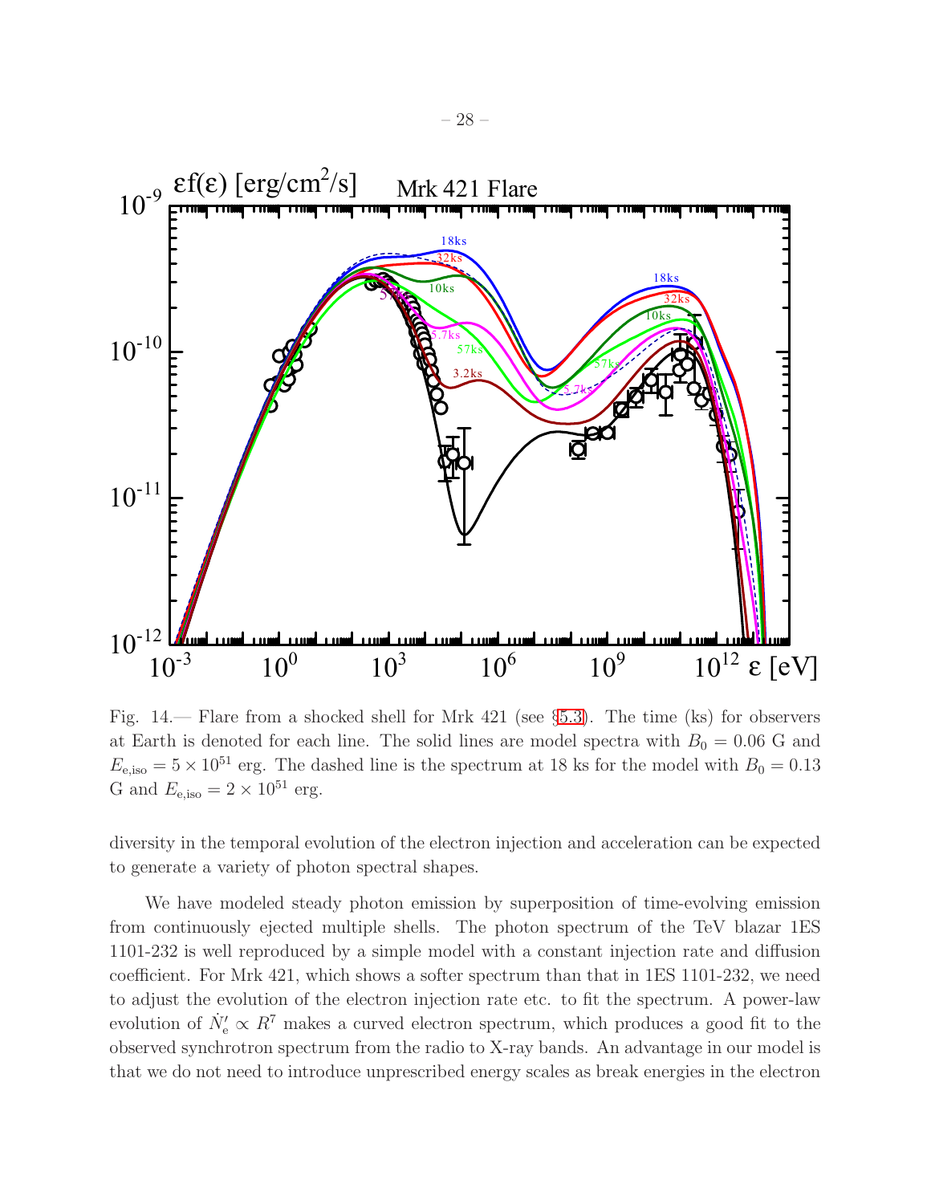Fig. 14.— Flare from a shocked shell for Mrk 421 (see §5.3). The time (ks) for observers at Earth is denoted for each line. The solid lines are model spectra with $B_0 = 0.06$ G and $E_{\rm e,iso} = 5 \times 10^{51}$ erg. The dashed line is the spectrum at 18 ks for the model with $B_0 = 0.13$ G and $E_{\rm e,iso} = 2 \times 10^{51}$ erg.

diversity in the temporal evolution of the electron injection and acceleration can be expected to generate a variety of photon spectral shapes.

We have modeled steady photon emission by superposition of time-evolving emission from continuously ejected multiple shells. The photon spectrum of the TeV blazar 1ES 1101-232 is well reproduced by a simple model with a constant injection rate and diffusion coefficient. For Mrk 421, which shows a softer spectrum than that in 1ES 1101-232, we need to adjust the evolution of the electron injection rate etc. to fit the spectrum. A power-law evolution of $\dot{N}'_{\rm e} \propto R^7$ makes a curved electron spectrum, which produces a good fit to the observed synchrotron spectrum from the radio to X-ray bands. An advantage in our model is that we do not need to introduce unprescribed energy scales as break energies in the electron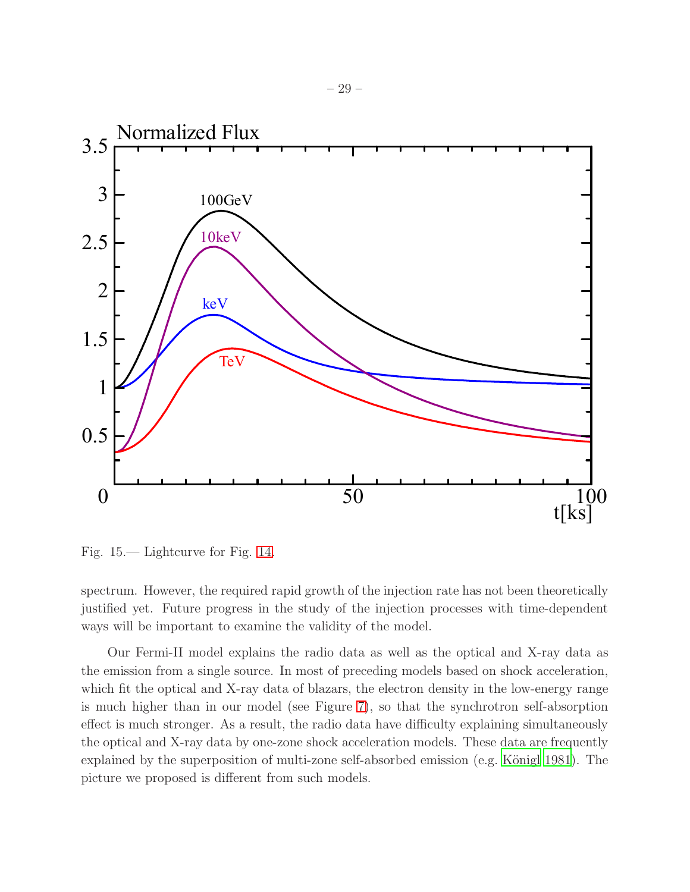Fig. 15.— Lightcurve for Fig. 14.

spectrum. However, the required rapid growth of the injection rate has not been theoretically justified yet. Future progress in the study of the injection processes with time-dependent ways will be important to examine the validity of the model.

Our Fermi-II model explains the radio data as well as the optical and X-ray data as the emission from a single source. In most of preceding models based on shock acceleration, which fit the optical and X-ray data of blazars, the electron density in the low-energy range is much higher than in our model (see Figure 7), so that the synchrotron self-absorption effect is much stronger. As a result, the radio data have difficulty explaining simultaneously the optical and X-ray data by one-zone shock acceleration models. These data are frequently explained by the superposition of multi-zone self-absorbed emission (e.g. Königl 1981). The picture we proposed is different from such models.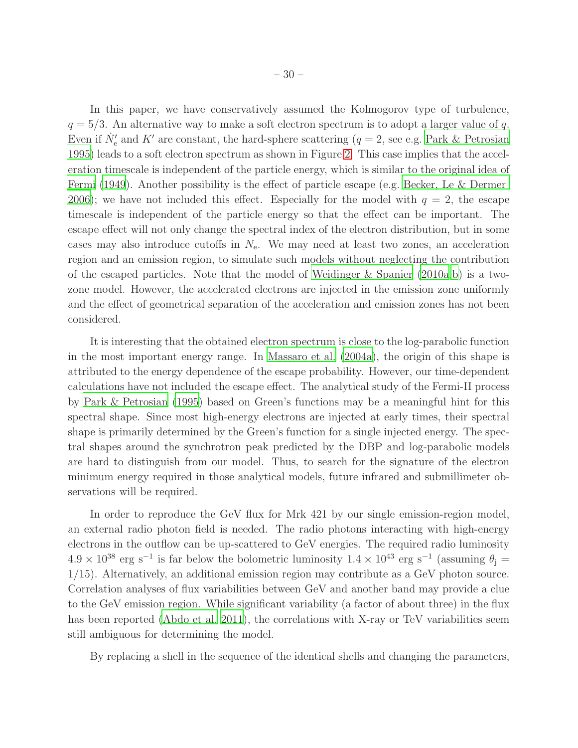In this paper, we have conservatively assumed the Kolmogorov type of turbulence, $q = 5/3$. An alternative way to make a soft electron spectrum is to adopt a larger value of $q$. Even if $\dot{N}_{\rm e}'$ and $K'$ are constant, the hard-sphere scattering ($q = 2$, see e.g. Park & Petrosian 1995) leads to a soft electron spectrum as shown in Figure 2. This case implies that the acceleration timescale is independent of the particle energy, which is similar to the original idea of Fermi (1949). Another possibility is the effect of particle escape (e.g. Becker, Le & Dermer 2006); we have not included this effect. Especially for the model with $q = 2$, the escape timescale is independent of the particle energy so that the effect can be important. The escape effect will not only change the spectral index of the electron distribution, but in some cases may also introduce cutoffs in $N_{\rm e}$. We may need at least two zones, an acceleration region and an emission region, to simulate such models without neglecting the contribution of the escaped particles. Note that the model of Weidinger & Spanier (2010a,b) is a two-zone model. However, the accelerated electrons are injected in the emission zone uniformly and the effect of geometrical separation of the acceleration and emission zones has not been considered.

It is interesting that the obtained electron spectrum is close to the log-parabolic function in the most important energy range. In Massaro et al. (2004a), the origin of this shape is attributed to the energy dependence of the escape probability. However, our time-dependent calculations have not included the escape effect. The analytical study of the Fermi-II process by Park & Petrosian (1995) based on Green's functions may be a meaningful hint for this spectral shape. Since most high-energy electrons are injected at early times, their spectral shape is primarily determined by the Green's function for a single injected energy. The spectral shapes around the synchrotron peak predicted by the DBP and log-parabolic models are hard to distinguish from our model. Thus, to search for the signature of the electron minimum energy required in those analytical models, future infrared and submillimeter observations will be required.

In order to reproduce the GeV flux for Mrk 421 by our single emission-region model, an external radio photon field is needed. The radio photons interacting with high-energy electrons in the outflow can be up-scattered to GeV energies. The required radio luminosity $4.9 \times 10^{38}$ erg s$^{-1}$ is far below the bolometric luminosity $1.4 \times 10^{43}$ erg s$^{-1}$ (assuming $\theta_{\rm j} = 1/15$). Alternatively, an additional emission region may contribute as a GeV photon source. Correlation analyses of flux variabilities between GeV and another band may provide a clue to the GeV emission region. While significant variability (a factor of about three) in the flux has been reported (Abdo et al. 2011), the correlations with X-ray or TeV variabilities seem still ambiguous for determining the model.

By replacing a shell in the sequence of the identical shells and changing the parameters,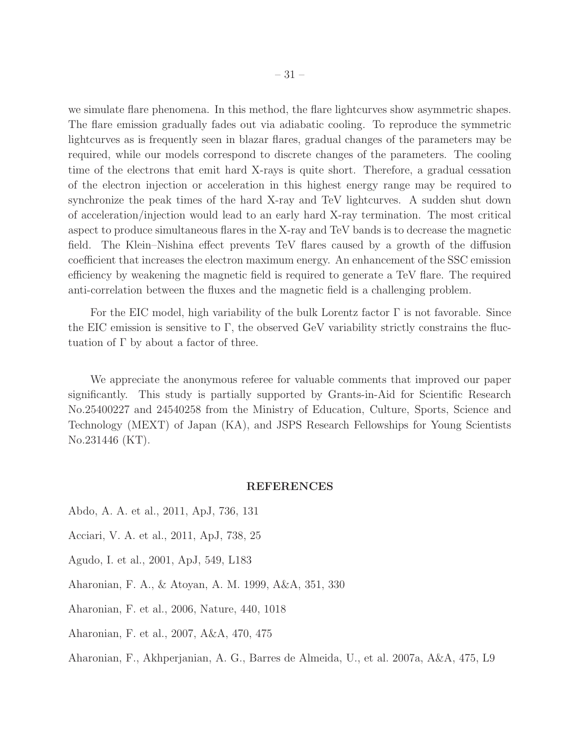we simulate flare phenomena. In this method, the flare lightcurves show asymmetric shapes. The flare emission gradually fades out via adiabatic cooling. To reproduce the symmetric lightcurves as is frequently seen in blazar flares, gradual changes of the parameters may be required, while our models correspond to discrete changes of the parameters. The cooling time of the electrons that emit hard X-rays is quite short. Therefore, a gradual cessation of the electron injection or acceleration in this highest energy range may be required to synchronize the peak times of the hard X-ray and TeV lightcurves. A sudden shut down of acceleration/injection would lead to an early hard X-ray termination. The most critical aspect to produce simultaneous flares in the X-ray and TeV bands is to decrease the magnetic field. The Klein–Nishina effect prevents TeV flares caused by a growth of the diffusion coefficient that increases the electron maximum energy. An enhancement of the SSC emission efficiency by weakening the magnetic field is required to generate a TeV flare. The required anti-correlation between the fluxes and the magnetic field is a challenging problem.

For the EIC model, high variability of the bulk Lorentz factor $\Gamma$ is not favorable. Since the EIC emission is sensitive to $\Gamma$, the observed GeV variability strictly constrains the fluctuation of $\Gamma$ by about a factor of three.

We appreciate the anonymous referee for valuable comments that improved our paper significantly. This study is partially supported by Grants-in-Aid for Scientific Research No.25400227 and 24540258 from the Ministry of Education, Culture, Sports, Science and Technology (MEXT) of Japan (KA), and JSPS Research Fellowships for Young Scientists No.231446 (KT).

## REFERENCES

Abdo, A. A. et al., 2011, ApJ, 736, 131

Acciari, V. A. et al., 2011, ApJ, 738, 25

Agudo, I. et al., 2001, ApJ, 549, L183

Aharonian, F. A., & Atoyan, A. M. 1999, A&A, 351, 330

Aharonian, F. et al., 2006, Nature, 440, 1018

Aharonian, F. et al., 2007, A&A, 470, 475

Aharonian, F., Akhperjanian, A. G., Barres de Almeida, U., et al. 2007a, A&A, 475, L9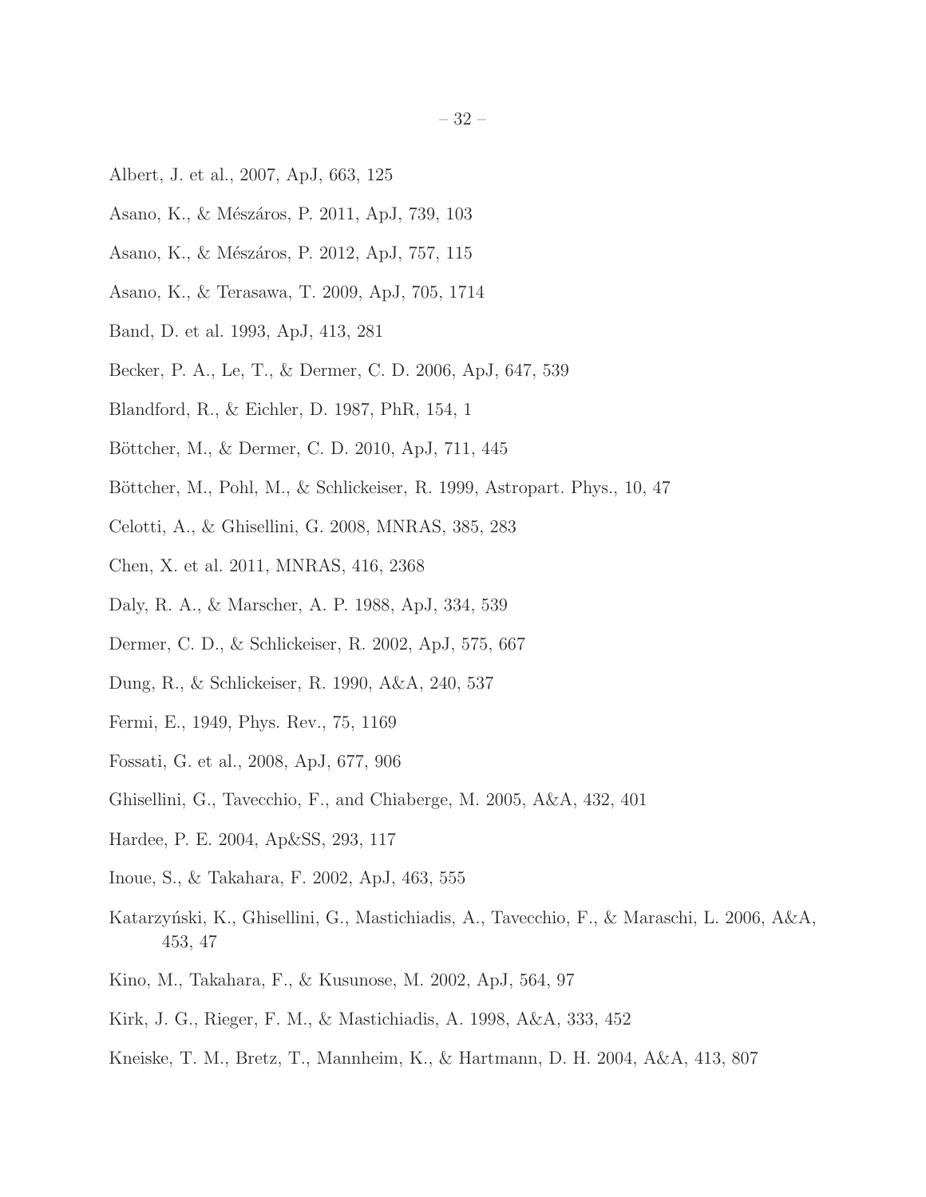Albert, J. et al., 2007, ApJ, 663, 125

Asano, K., & Mészáros, P. 2011, ApJ, 739, 103

Asano, K., & Mészáros, P. 2012, ApJ, 757, 115

Asano, K., & Terasawa, T. 2009, ApJ, 705, 1714

Band, D. et al. 1993, ApJ, 413, 281

Becker, P. A., Le, T., & Dermer, C. D. 2006, ApJ, 647, 539

Blandford, R., & Eichler, D. 1987, PhR, 154, 1

Böttcher, M., & Dermer, C. D. 2010, ApJ, 711, 445

Böttcher, M., Pohl, M., & Schlickeiser, R. 1999, Astropart. Phys., 10, 47

Celotti, A., & Ghisellini, G. 2008, MNRAS, 385, 283

Chen, X. et al. 2011, MNRAS, 416, 2368

Daly, R. A., & Marscher, A. P. 1988, ApJ, 334, 539

Dermer, C. D., & Schlickeiser, R. 2002, ApJ, 575, 667

Dung, R., & Schlickeiser, R. 1990, A&A, 240, 537

Fermi, E., 1949, Phys. Rev., 75, 1169

Fossati, G. et al., 2008, ApJ, 677, 906

Ghisellini, G., Tavecchio, F., and Chiaberge, M. 2005, A&A, 432, 401

Hardee, P. E. 2004, Ap&SS, 293, 117

Inoue, S., & Takahara, F. 2002, ApJ, 463, 555

Katarzyński, K., Ghisellini, G., Mastichiadis, A., Tavecchio, F., & Maraschi, L. 2006, A&A, 453, 47

Kino, M., Takahara, F., & Kusunose, M. 2002, ApJ, 564, 97

Kirk, J. G., Rieger, F. M., & Mastichiadis, A. 1998, A&A, 333, 452

Kneiske, T. M., Bretz, T., Mannheim, K., & Hartmann, D. H. 2004, A&A, 413, 807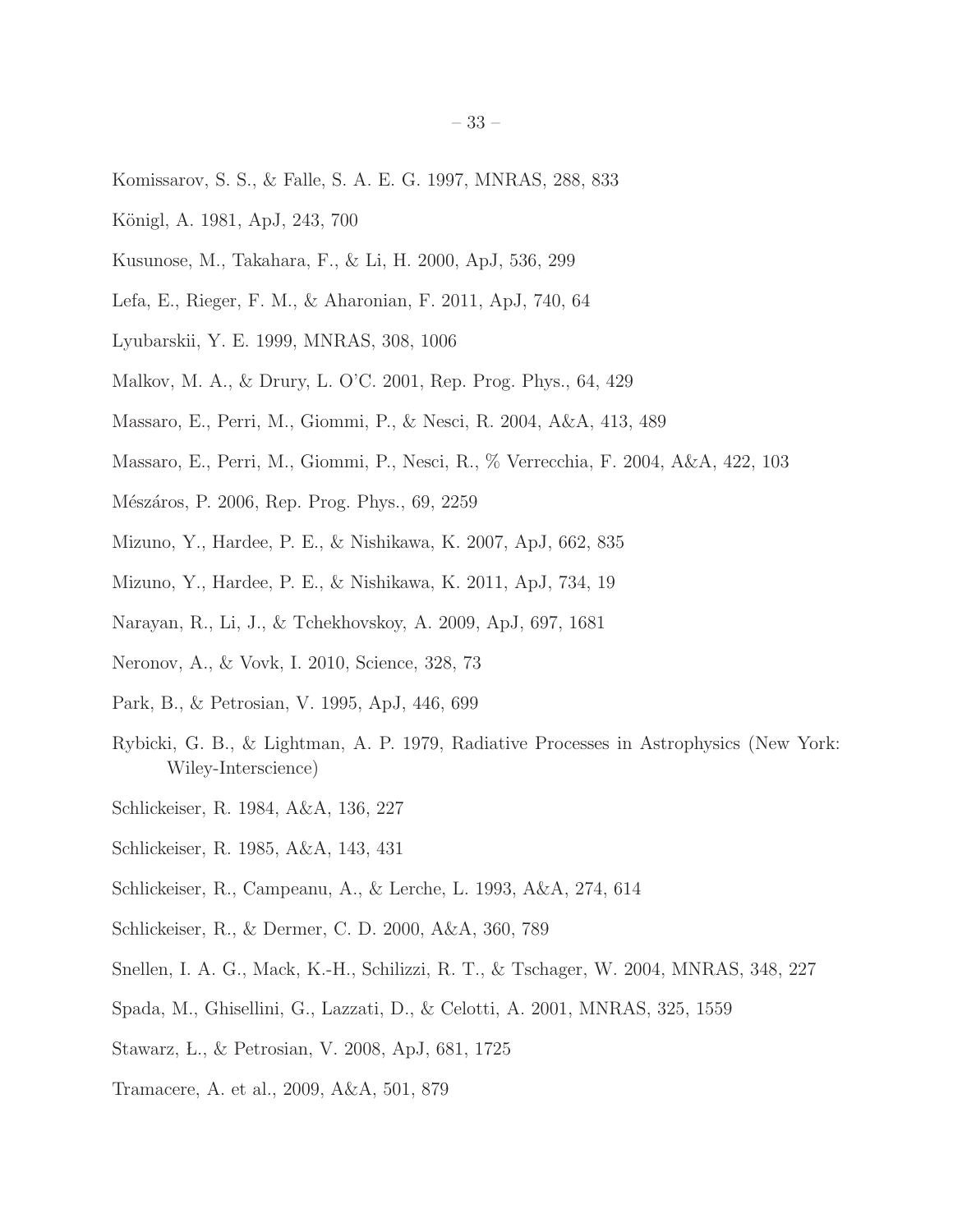Komissarov, S. S., & Falle, S. A. E. G. 1997, MNRAS, 288, 833

Königl, A. 1981, ApJ, 243, 700

Kusunose, M., Takahara, F., & Li, H. 2000, ApJ, 536, 299

Lefa, E., Rieger, F. M., & Aharonian, F. 2011, ApJ, 740, 64

Lyubarskii, Y. E. 1999, MNRAS, 308, 1006

Malkov, M. A., & Drury, L. O'C. 2001, Rep. Prog. Phys., 64, 429

Massaro, E., Perri, M., Giommi, P., & Nesci, R. 2004, A&A, 413, 489

Massaro, E., Perri, M., Giommi, P., Nesci, R., % Verrecchia, F. 2004, A&A, 422, 103

Mészáros, P. 2006, Rep. Prog. Phys., 69, 2259

Mizuno, Y., Hardee, P. E., & Nishikawa, K. 2007, ApJ, 662, 835

Mizuno, Y., Hardee, P. E., & Nishikawa, K. 2011, ApJ, 734, 19

Narayan, R., Li, J., & Tchekhovskoy, A. 2009, ApJ, 697, 1681

Neronov, A., & Vovk, I. 2010, Science, 328, 73

Park, B., & Petrosian, V. 1995, ApJ, 446, 699

Rybicki, G. B., & Lightman, A. P. 1979, Radiative Processes in Astrophysics (New York: Wiley-Interscience)

Schlickeiser, R. 1984, A&A, 136, 227

Schlickeiser, R. 1985, A&A, 143, 431

Schlickeiser, R., Campeanu, A., & Lerche, L. 1993, A&A, 274, 614

Schlickeiser, R., & Dermer, C. D. 2000, A&A, 360, 789

Snellen, I. A. G., Mack, K.-H., Schilizzi, R. T., & Tschager, W. 2004, MNRAS, 348, 227

Spada, M., Ghisellini, G., Lazzati, D., & Celotti, A. 2001, MNRAS, 325, 1559

Stawarz, Ł., & Petrosian, V. 2008, ApJ, 681, 1725

Tramacere, A. et al., 2009, A&A, 501, 879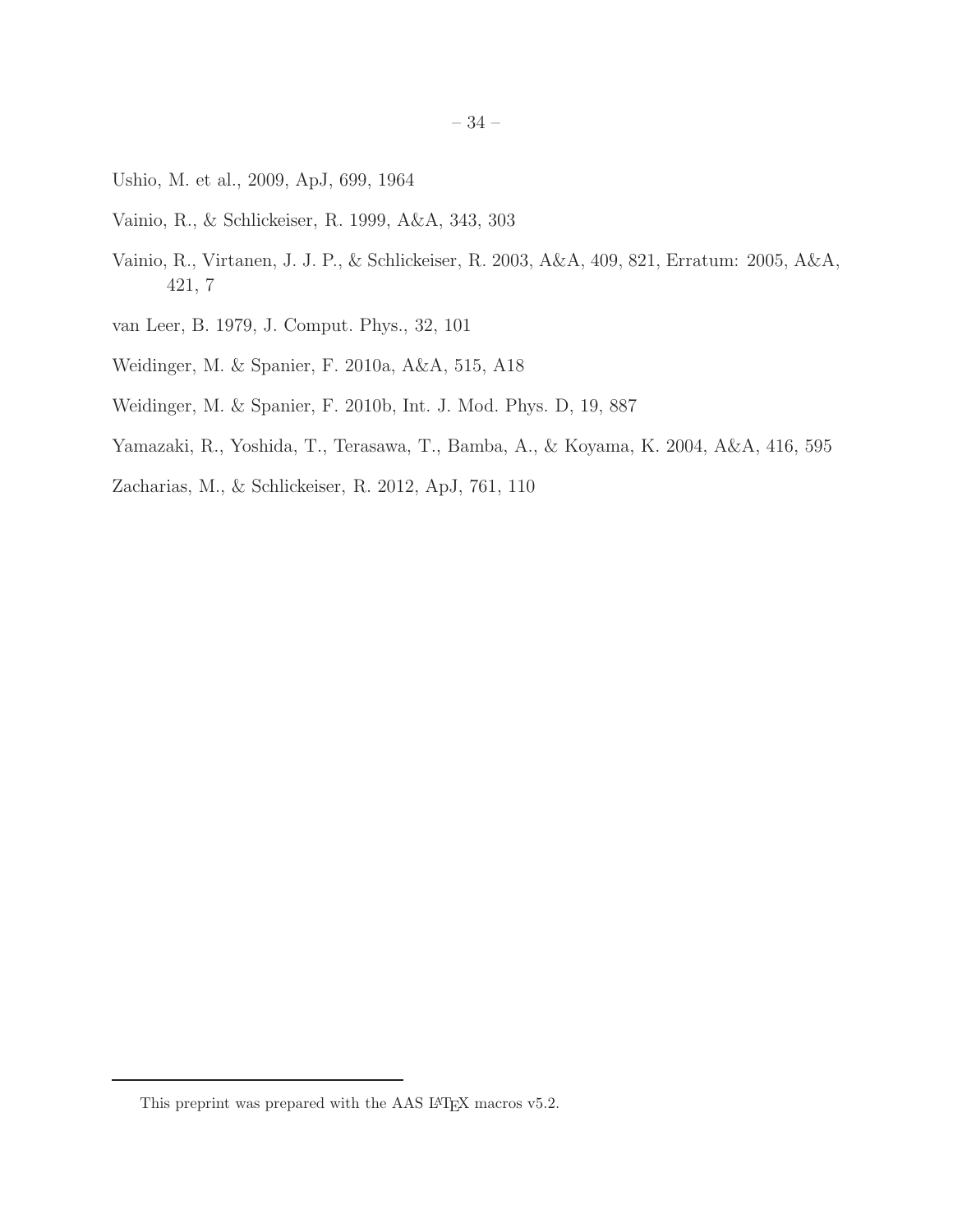Ushio, M. et al., 2009, ApJ, 699, 1964

Vainio, R., & Schlickeiser, R. 1999, A&A, 343, 303

Vainio, R., Virtanen, J. J. P., & Schlickeiser, R. 2003, A&A, 409, 821, Erratum: 2005, A&A, 421, 7

van Leer, B. 1979, J. Comput. Phys., 32, 101

Weidinger, M. & Spanier, F. 2010a, A&A, 515, A18

Weidinger, M. & Spanier, F. 2010b, Int. J. Mod. Phys. D, 19, 887

Yamazaki, R., Yoshida, T., Terasawa, T., Bamba, A., & Koyama, K. 2004, A&A, 416, 595

Zacharias, M., & Schlickeiser, R. 2012, ApJ, 761, 110

---

This preprint was prepared with the AAS LaTeX macros v5.2.